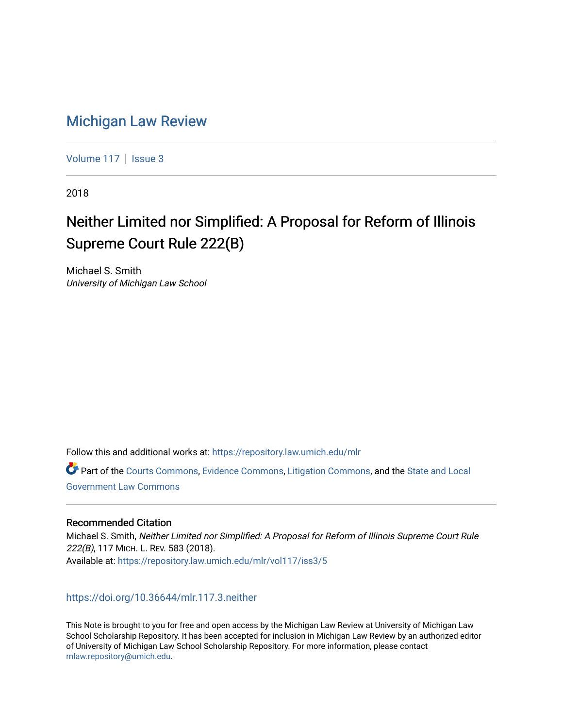# Michigan Law Review

Volume 117 | Issue 3

2018

## Neither Limited nor Simplified: A Proposal for Reform of Illinois Supreme Court Rule 222(B)

Michael S. Smith
*University of Michigan Law School*

Follow this and additional works at: https://repository.law.umich.edu/mlr

Part of the Courts Commons, Evidence Commons, Litigation Commons, and the State and Local Government Law Commons

### Recommended Citation

Michael S. Smith, *Neither Limited nor Simplified: A Proposal for Reform of Illinois Supreme Court Rule 222(B)*, 117 MICH. L. REV. 583 (2018).
Available at: https://repository.law.umich.edu/mlr/vol117/iss3/5

https://doi.org/10.36644/mlr.117.3.neither

This Note is brought to you for free and open access by the Michigan Law Review at University of Michigan Law School Scholarship Repository. It has been accepted for inclusion in Michigan Law Review by an authorized editor of University of Michigan Law School Scholarship Repository. For more information, please contact mlaw.repository@umich.edu.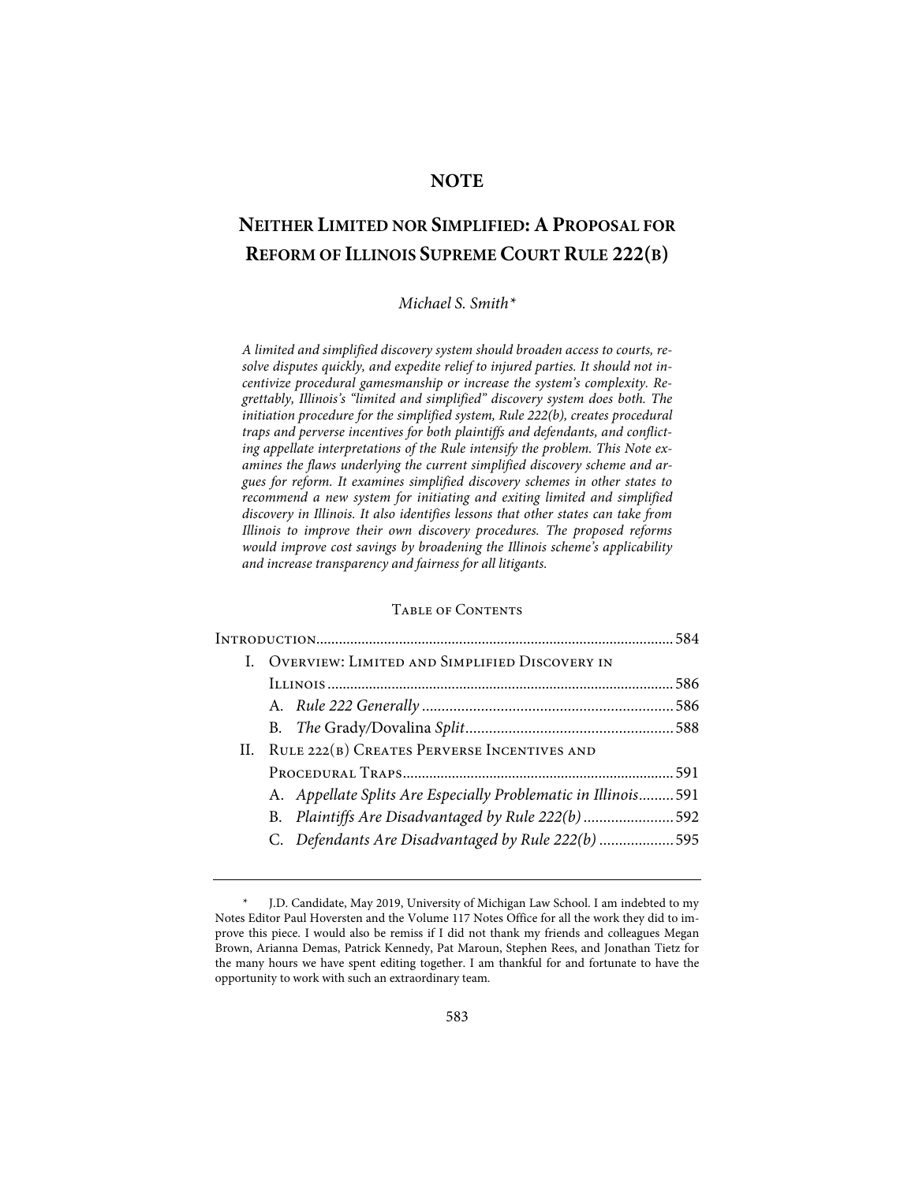# NOTE

## NEITHER LIMITED NOR SIMPLIFIED: A PROPOSAL FOR REFORM OF ILLINOIS SUPREME COURT RULE 222(B)

*Michael S. Smith\**

*A limited and simplified discovery system should broaden access to courts, resolve disputes quickly, and expedite relief to injured parties. It should not incentivize procedural gamesmanship or increase the system's complexity. Regrettably, Illinois's "limited and simplified" discovery system does both. The initiation procedure for the simplified system, Rule 222(b), creates procedural traps and perverse incentives for both plaintiffs and defendants, and conflicting appellate interpretations of the Rule intensify the problem. This Note examines the flaws underlying the current simplified discovery scheme and argues for reform. It examines simplified discovery schemes in other states to recommend a new system for initiating and exiting limited and simplified discovery in Illinois. It also identifies lessons that other states can take from Illinois to improve their own discovery procedures. The proposed reforms would improve cost savings by broadening the Illinois scheme's applicability and increase transparency and fairness for all litigants.*

TABLE OF CONTENTS

| | |
|---|---|
| INTRODUCTION | 584 |
| I. OVERVIEW: LIMITED AND SIMPLIFIED DISCOVERY IN ILLINOIS | 586 |
| A. *Rule 222 Generally* | 586 |
| B. *The* Grady/Dovalina *Split* | 588 |
| II. RULE 222(B) CREATES PERVERSE INCENTIVES AND PROCEDURAL TRAPS | 591 |
| A. *Appellate Splits Are Especially Problematic in Illinois* | 591 |
| B. *Plaintiffs Are Disadvantaged by Rule 222(b)* | 592 |
| C. *Defendants Are Disadvantaged by Rule 222(b)* | 595 |

\* J.D. Candidate, May 2019, University of Michigan Law School. I am indebted to my Notes Editor Paul Hoversten and the Volume 117 Notes Office for all the work they did to improve this piece. I would also be remiss if I did not thank my friends and colleagues Megan Brown, Arianna Demas, Patrick Kennedy, Pat Maroun, Stephen Rees, and Jonathan Tietz for the many hours we have spent editing together. I am thankful for and fortunate to have the opportunity to work with such an extraordinary team.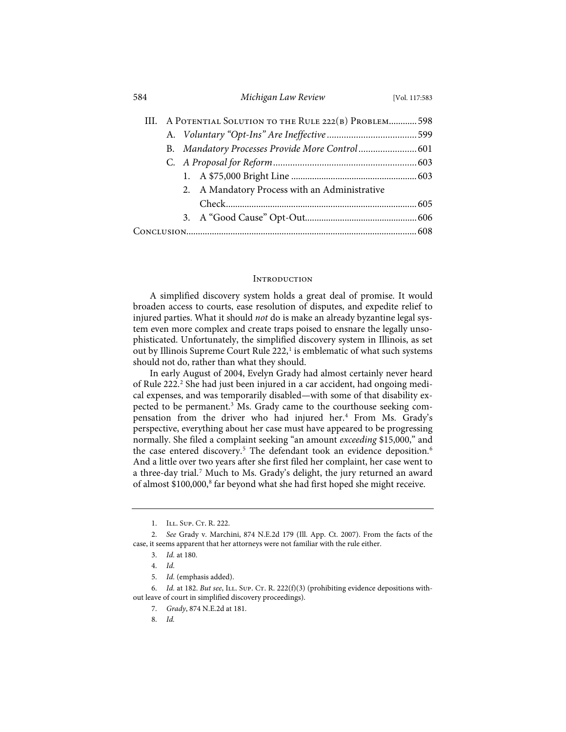III. A Potential Solution to the Rule 222(b) Problem............598

A. *Voluntary "Opt-Ins" Are Ineffective*.....................................599

B. *Mandatory Processes Provide More Control*........................601

C. *A Proposal for Reform*...........................................................603

1. A $75,000 Bright Line .....................................................603

2. A Mandatory Process with an Administrative Check.................................................................................605

3. A "Good Cause" Opt-Out...............................................606

Conclusion.................................................................................................608

## Introduction

A simplified discovery system holds a great deal of promise. It would broaden access to courts, ease resolution of disputes, and expedite relief to injured parties. What it should *not* do is make an already byzantine legal system even more complex and create traps poised to ensnare the legally unsophisticated. Unfortunately, the simplified discovery system in Illinois, as set out by Illinois Supreme Court Rule 222,[1] is emblematic of what such systems should not do, rather than what they should.

In early August of 2004, Evelyn Grady had almost certainly never heard of Rule 222.[2] She had just been injured in a car accident, had ongoing medical expenses, and was temporarily disabled—with some of that disability expected to be permanent.[3] Ms. Grady came to the courthouse seeking compensation from the driver who had injured her.[4] From Ms. Grady's perspective, everything about her case must have appeared to be progressing normally. She filed a complaint seeking "an amount *exceeding* $15,000," and the case entered discovery.[5] The defendant took an evidence deposition.[6] And a little over two years after she first filed her complaint, her case went to a three-day trial.[7] Much to Ms. Grady's delight, the jury returned an award of almost $100,000,[8] far beyond what she had first hoped she might receive.

---

1. Ill. Sup. Ct. R. 222.

2. *See* Grady v. Marchini, 874 N.E.2d 179 (Ill. App. Ct. 2007). From the facts of the case, it seems apparent that her attorneys were not familiar with the rule either.

3. *Id.* at 180.

4. *Id.*

5. *Id.* (emphasis added).

6. *Id.* at 182. *But see*, Ill. Sup. Ct. R. 222(f)(3) (prohibiting evidence depositions without leave of court in simplified discovery proceedings).

7. *Grady*, 874 N.E.2d at 181.

8. *Id.*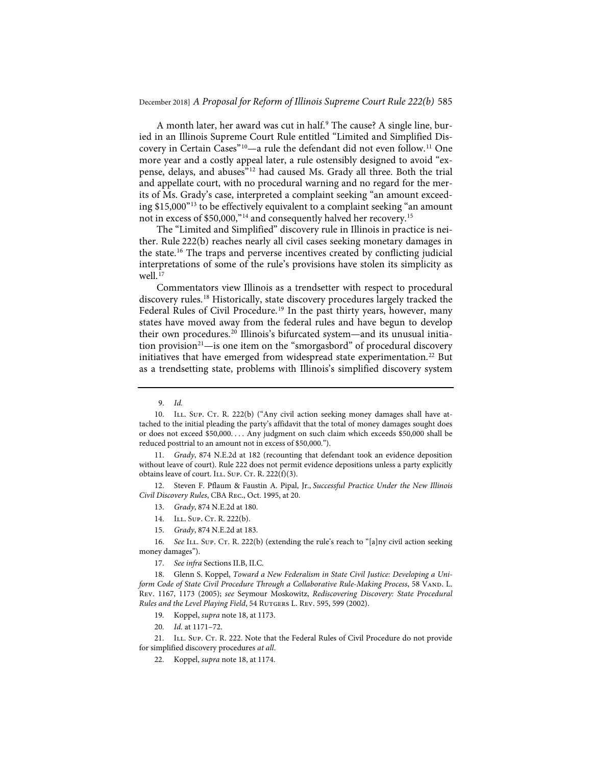A month later, her award was cut in half.[9] The cause? A single line, buried in an Illinois Supreme Court Rule entitled "Limited and Simplified Discovery in Certain Cases"[10]—a rule the defendant did not even follow.[11] One more year and a costly appeal later, a rule ostensibly designed to avoid "expense, delays, and abuses"[12] had caused Ms. Grady all three. Both the trial and appellate court, with no procedural warning and no regard for the merits of Ms. Grady's case, interpreted a complaint seeking "an amount exceeding $15,000"[13] to be effectively equivalent to a complaint seeking "an amount not in excess of $50,000,"[14] and consequently halved her recovery.[15]

The "Limited and Simplified" discovery rule in Illinois in practice is neither. Rule 222(b) reaches nearly all civil cases seeking monetary damages in the state.[16] The traps and perverse incentives created by conflicting judicial interpretations of some of the rule's provisions have stolen its simplicity as well.[17]

Commentators view Illinois as a trendsetter with respect to procedural discovery rules.[18] Historically, state discovery procedures largely tracked the Federal Rules of Civil Procedure.[19] In the past thirty years, however, many states have moved away from the federal rules and have begun to develop their own procedures.[20] Illinois's bifurcated system—and its unusual initiation provision[21]—is one item on the "smorgasbord" of procedural discovery initiatives that have emerged from widespread state experimentation.[22] But as a trendsetting state, problems with Illinois's simplified discovery system

---

9. *Id.*

10. Ill. Sup. Ct. R. 222(b) ("Any civil action seeking money damages shall have attached to the initial pleading the party's affidavit that the total of money damages sought does or does not exceed $50,000. . . . Any judgment on such claim which exceeds $50,000 shall be reduced posttrial to an amount not in excess of $50,000.").

11. *Grady*, 874 N.E.2d at 182 (recounting that defendant took an evidence deposition without leave of court). Rule 222 does not permit evidence depositions unless a party explicitly obtains leave of court. Ill. Sup. Ct. R. 222(f)(3).

12. Steven F. Pflaum & Faustin A. Pipal, Jr., *Successful Practice Under the New Illinois Civil Discovery Rules*, CBA Rec., Oct. 1995, at 20.

13. *Grady*, 874 N.E.2d at 180.

14. Ill. Sup. Ct. R. 222(b).

15. *Grady*, 874 N.E.2d at 183.

16. *See* Ill. Sup. Ct. R. 222(b) (extending the rule's reach to "[a]ny civil action seeking money damages").

17. *See infra* Sections II.B, II.C.

18. Glenn S. Koppel, *Toward a New Federalism in State Civil Justice: Developing a Uniform Code of State Civil Procedure Through a Collaborative Rule-Making Process*, 58 Vand. L. Rev. 1167, 1173 (2005); *see* Seymour Moskowitz, *Rediscovering Discovery: State Procedural Rules and the Level Playing Field*, 54 Rutgers L. Rev. 595, 599 (2002).

19. Koppel, *supra* note 18, at 1173.

20. *Id.* at 1171–72.

21. Ill. Sup. Ct. R. 222. Note that the Federal Rules of Civil Procedure do not provide for simplified discovery procedures *at all*.

22. Koppel, *supra* note 18, at 1174.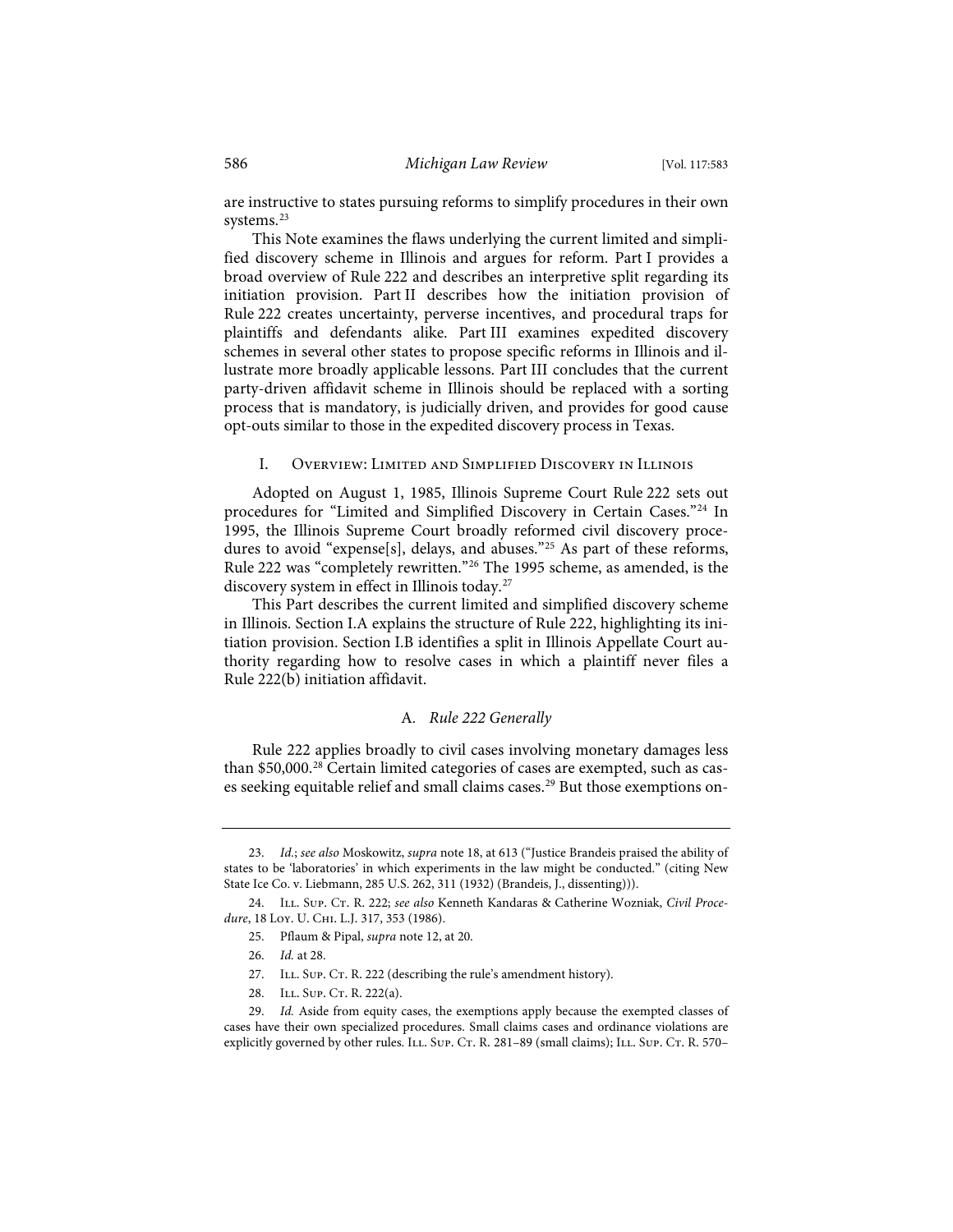are instructive to states pursuing reforms to simplify procedures in their own systems.[23]

This Note examines the flaws underlying the current limited and simplified discovery scheme in Illinois and argues for reform. Part I provides a broad overview of Rule 222 and describes an interpretive split regarding its initiation provision. Part II describes how the initiation provision of Rule 222 creates uncertainty, perverse incentives, and procedural traps for plaintiffs and defendants alike. Part III examines expedited discovery schemes in several other states to propose specific reforms in Illinois and illustrate more broadly applicable lessons. Part III concludes that the current party-driven affidavit scheme in Illinois should be replaced with a sorting process that is mandatory, is judicially driven, and provides for good cause opt-outs similar to those in the expedited discovery process in Texas.

## I. Overview: Limited and Simplified Discovery in Illinois

Adopted on August 1, 1985, Illinois Supreme Court Rule 222 sets out procedures for "Limited and Simplified Discovery in Certain Cases."[24] In 1995, the Illinois Supreme Court broadly reformed civil discovery procedures to avoid "expense[s], delays, and abuses."[25] As part of these reforms, Rule 222 was "completely rewritten."[26] The 1995 scheme, as amended, is the discovery system in effect in Illinois today.[27]

This Part describes the current limited and simplified discovery scheme in Illinois. Section I.A explains the structure of Rule 222, highlighting its initiation provision. Section I.B identifies a split in Illinois Appellate Court authority regarding how to resolve cases in which a plaintiff never files a Rule 222(b) initiation affidavit.

### A. *Rule 222 Generally*

Rule 222 applies broadly to civil cases involving monetary damages less than $50,000.[28] Certain limited categories of cases are exempted, such as cases seeking equitable relief and small claims cases.[29] But those exemptions on-

---

23. *Id.*; *see also* Moskowitz, *supra* note 18, at 613 ("Justice Brandeis praised the ability of states to be 'laboratories' in which experiments in the law might be conducted." (citing New State Ice Co. v. Liebmann, 285 U.S. 262, 311 (1932) (Brandeis, J., dissenting))).

24. Ill. Sup. Ct. R. 222; *see also* Kenneth Kandaras & Catherine Wozniak, *Civil Procedure*, 18 Loy. U. Chi. L.J. 317, 353 (1986).

25. Pflaum & Pipal, *supra* note 12, at 20.

26. *Id.* at 28.

27. Ill. Sup. Ct. R. 222 (describing the rule's amendment history).

28. Ill. Sup. Ct. R. 222(a).

29. *Id.* Aside from equity cases, the exemptions apply because the exempted classes of cases have their own specialized procedures. Small claims cases and ordinance violations are explicitly governed by other rules. Ill. Sup. Ct. R. 281–89 (small claims); Ill. Sup. Ct. R. 570–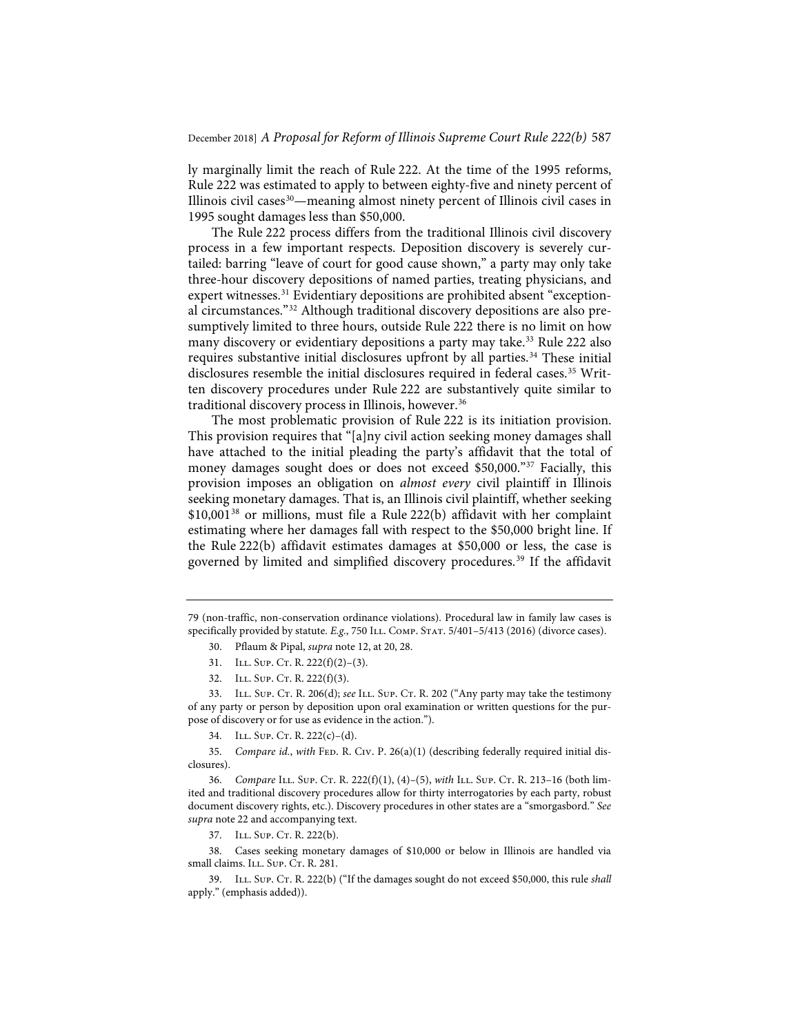ly marginally limit the reach of Rule 222. At the time of the 1995 reforms, Rule 222 was estimated to apply to between eighty-five and ninety percent of Illinois civil cases[30]—meaning almost ninety percent of Illinois civil cases in 1995 sought damages less than $50,000.

The Rule 222 process differs from the traditional Illinois civil discovery process in a few important respects. Deposition discovery is severely curtailed: barring "leave of court for good cause shown," a party may only take three-hour discovery depositions of named parties, treating physicians, and expert witnesses.[31] Evidentiary depositions are prohibited absent "exceptional circumstances."[32] Although traditional discovery depositions are also presumptively limited to three hours, outside Rule 222 there is no limit on how many discovery or evidentiary depositions a party may take.[33] Rule 222 also requires substantive initial disclosures upfront by all parties.[34] These initial disclosures resemble the initial disclosures required in federal cases.[35] Written discovery procedures under Rule 222 are substantively quite similar to traditional discovery process in Illinois, however.[36]

The most problematic provision of Rule 222 is its initiation provision. This provision requires that "[a]ny civil action seeking money damages shall have attached to the initial pleading the party's affidavit that the total of money damages sought does or does not exceed $50,000."[37] Facially, this provision imposes an obligation on *almost every* civil plaintiff in Illinois seeking monetary damages. That is, an Illinois civil plaintiff, whether seeking $10,001[38] or millions, must file a Rule 222(b) affidavit with her complaint estimating where her damages fall with respect to the $50,000 bright line. If the Rule 222(b) affidavit estimates damages at $50,000 or less, the case is governed by limited and simplified discovery procedures.[39] If the affidavit

---

79 (non-traffic, non-conservation ordinance violations). Procedural law in family law cases is specifically provided by statute. *E.g.*, 750 Ill. Comp. Stat. 5/401–5/413 (2016) (divorce cases).

30. Pflaum & Pipal, *supra* note 12, at 20, 28.

31. Ill. Sup. Ct. R. 222(f)(2)–(3).

32. Ill. Sup. Ct. R. 222(f)(3).

33. Ill. Sup. Ct. R. 206(d); *see* Ill. Sup. Ct. R. 202 ("Any party may take the testimony of any party or person by deposition upon oral examination or written questions for the purpose of discovery or for use as evidence in the action.").

34. Ill. Sup. Ct. R. 222(c)–(d).

35. *Compare id.*, *with* Fed. R. Civ. P. 26(a)(1) (describing federally required initial disclosures).

36. *Compare* Ill. Sup. Ct. R. 222(f)(1), (4)–(5), *with* Ill. Sup. Ct. R. 213–16 (both limited and traditional discovery procedures allow for thirty interrogatories by each party, robust document discovery rights, etc.). Discovery procedures in other states are a "smorgasbord." *See supra* note 22 and accompanying text.

37. Ill. Sup. Ct. R. 222(b).

38. Cases seeking monetary damages of $10,000 or below in Illinois are handled via small claims. Ill. Sup. Ct. R. 281.

39. Ill. Sup. Ct. R. 222(b) ("If the damages sought do not exceed $50,000, this rule *shall* apply." (emphasis added)).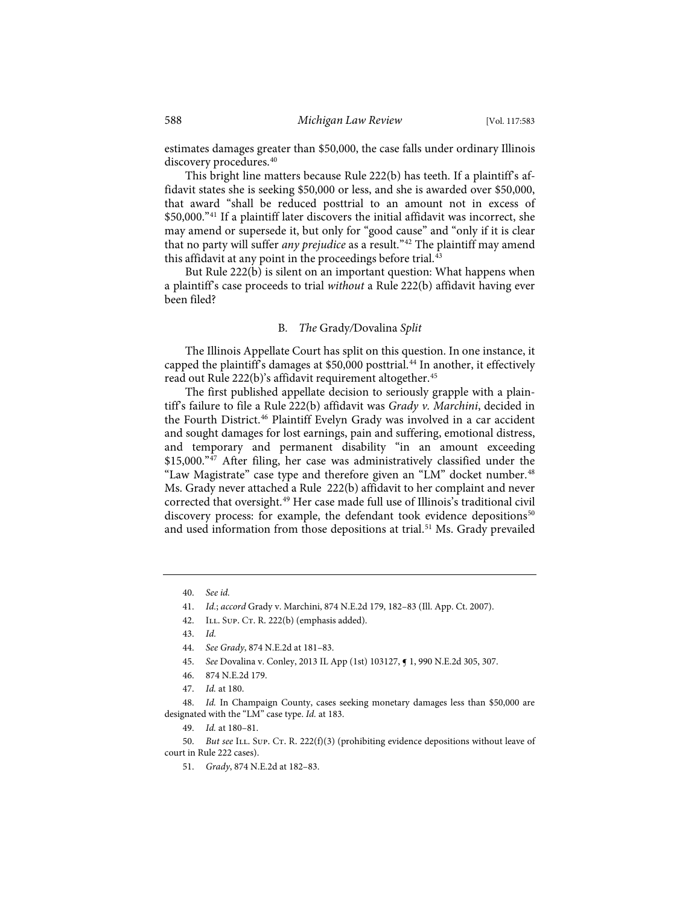estimates damages greater than $50,000, the case falls under ordinary Illinois discovery procedures.[40]

This bright line matters because Rule 222(b) has teeth. If a plaintiff's affidavit states she is seeking $50,000 or less, and she is awarded over $50,000, that award "shall be reduced posttrial to an amount not in excess of $50,000."[41] If a plaintiff later discovers the initial affidavit was incorrect, she may amend or supersede it, but only for "good cause" and "only if it is clear that no party will suffer *any prejudice* as a result."[42] The plaintiff may amend this affidavit at any point in the proceedings before trial.[43]

But Rule 222(b) is silent on an important question: What happens when a plaintiff's case proceeds to trial *without* a Rule 222(b) affidavit having ever been filed?

### B. *The* Grady/Dovalina *Split*

The Illinois Appellate Court has split on this question. In one instance, it capped the plaintiff's damages at $50,000 posttrial.[44] In another, it effectively read out Rule 222(b)'s affidavit requirement altogether.[45]

The first published appellate decision to seriously grapple with a plaintiff's failure to file a Rule 222(b) affidavit was *Grady v. Marchini*, decided in the Fourth District.[46] Plaintiff Evelyn Grady was involved in a car accident and sought damages for lost earnings, pain and suffering, emotional distress, and temporary and permanent disability "in an amount exceeding $15,000."[47] After filing, her case was administratively classified under the "Law Magistrate" case type and therefore given an "LM" docket number.[48] Ms. Grady never attached a Rule 222(b) affidavit to her complaint and never corrected that oversight.[49] Her case made full use of Illinois's traditional civil discovery process: for example, the defendant took evidence depositions[50] and used information from those depositions at trial.[51] Ms. Grady prevailed

---

40. *See id.*

41. *Id.*; *accord* Grady v. Marchini, 874 N.E.2d 179, 182–83 (Ill. App. Ct. 2007).

42. Ill. Sup. Ct. R. 222(b) (emphasis added).

43. *Id.*

44. *See Grady*, 874 N.E.2d at 181–83.

45. *See* Dovalina v. Conley, 2013 IL App (1st) 103127, ¶ 1, 990 N.E.2d 305, 307.

46. 874 N.E.2d 179.

47. *Id.* at 180.

48. *Id.* In Champaign County, cases seeking monetary damages less than $50,000 are designated with the "LM" case type. *Id.* at 183.

49. *Id.* at 180–81.

50. *But see* Ill. Sup. Ct. R. 222(f)(3) (prohibiting evidence depositions without leave of court in Rule 222 cases).

51. *Grady*, 874 N.E.2d at 182–83.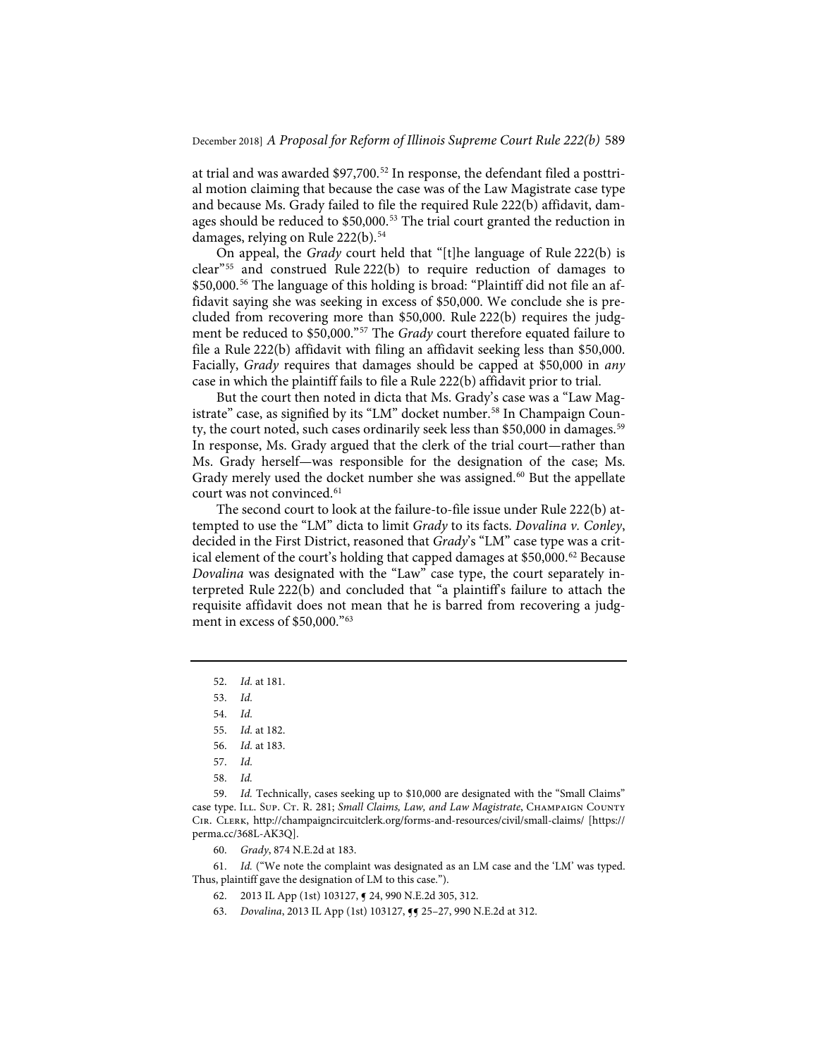at trial and was awarded $97,700.[52] In response, the defendant filed a posttrial motion claiming that because the case was of the Law Magistrate case type and because Ms. Grady failed to file the required Rule 222(b) affidavit, damages should be reduced to $50,000.[53] The trial court granted the reduction in damages, relying on Rule 222(b).[54]

On appeal, the *Grady* court held that "[t]he language of Rule 222(b) is clear"[55] and construed Rule 222(b) to require reduction of damages to $50,000.[56] The language of this holding is broad: "Plaintiff did not file an affidavit saying she was seeking in excess of $50,000. We conclude she is precluded from recovering more than $50,000. Rule 222(b) requires the judgment be reduced to $50,000."[57] The *Grady* court therefore equated failure to file a Rule 222(b) affidavit with filing an affidavit seeking less than $50,000. Facially, *Grady* requires that damages should be capped at $50,000 in *any* case in which the plaintiff fails to file a Rule 222(b) affidavit prior to trial.

But the court then noted in dicta that Ms. Grady's case was a "Law Magistrate" case, as signified by its "LM" docket number.[58] In Champaign County, the court noted, such cases ordinarily seek less than $50,000 in damages.[59] In response, Ms. Grady argued that the clerk of the trial court—rather than Ms. Grady herself—was responsible for the designation of the case; Ms. Grady merely used the docket number she was assigned.[60] But the appellate court was not convinced.[61]

The second court to look at the failure-to-file issue under Rule 222(b) attempted to use the "LM" dicta to limit *Grady* to its facts. *Dovalina v. Conley*, decided in the First District, reasoned that *Grady*'s "LM" case type was a critical element of the court's holding that capped damages at $50,000.[62] Because *Dovalina* was designated with the "Law" case type, the court separately interpreted Rule 222(b) and concluded that "a plaintiff's failure to attach the requisite affidavit does not mean that he is barred from recovering a judgment in excess of $50,000."[63]

---

52. *Id.* at 181.

53. *Id.*

54. *Id.*

55. *Id.* at 182.

56. *Id.* at 183.

57. *Id.*

58. *Id.*

59. *Id.* Technically, cases seeking up to $10,000 are designated with the "Small Claims" case type. ILL. SUP. CT. R. 281; *Small Claims, Law, and Law Magistrate*, CHAMPAIGN COUNTY CIR. CLERK, http://champaigncircuitclerk.org/forms-and-resources/civil/small-claims/ [https://perma.cc/368L-AK3Q].

60. *Grady*, 874 N.E.2d at 183.

61. *Id.* ("We note the complaint was designated as an LM case and the 'LM' was typed. Thus, plaintiff gave the designation of LM to this case.").

62. 2013 IL App (1st) 103127, ¶ 24, 990 N.E.2d 305, 312.

63. *Dovalina*, 2013 IL App (1st) 103127, ¶¶ 25–27, 990 N.E.2d at 312.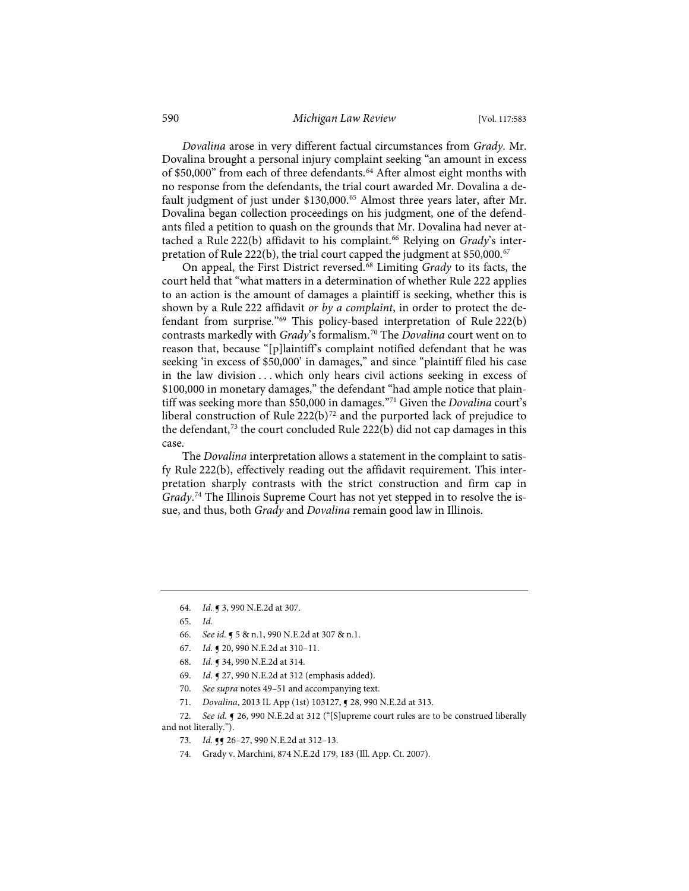*Dovalina* arose in very different factual circumstances from *Grady*. Mr. Dovalina brought a personal injury complaint seeking "an amount in excess of $50,000" from each of three defendants.[64] After almost eight months with no response from the defendants, the trial court awarded Mr. Dovalina a default judgment of just under $130,000.[65] Almost three years later, after Mr. Dovalina began collection proceedings on his judgment, one of the defendants filed a petition to quash on the grounds that Mr. Dovalina had never attached a Rule 222(b) affidavit to his complaint.[66] Relying on *Grady*'s interpretation of Rule 222(b), the trial court capped the judgment at $50,000.[67]

On appeal, the First District reversed.[68] Limiting *Grady* to its facts, the court held that "what matters in a determination of whether Rule 222 applies to an action is the amount of damages a plaintiff is seeking, whether this is shown by a Rule 222 affidavit *or by a complaint*, in order to protect the defendant from surprise."[69] This policy-based interpretation of Rule 222(b) contrasts markedly with *Grady*'s formalism.[70] The *Dovalina* court went on to reason that, because "[p]laintiff's complaint notified defendant that he was seeking 'in excess of $50,000' in damages," and since "plaintiff filed his case in the law division . . . which only hears civil actions seeking in excess of $100,000 in monetary damages," the defendant "had ample notice that plaintiff was seeking more than $50,000 in damages."[71] Given the *Dovalina* court's liberal construction of Rule 222(b)[72] and the purported lack of prejudice to the defendant,[73] the court concluded Rule 222(b) did not cap damages in this case.

The *Dovalina* interpretation allows a statement in the complaint to satisfy Rule 222(b), effectively reading out the affidavit requirement. This interpretation sharply contrasts with the strict construction and firm cap in *Grady*.[74] The Illinois Supreme Court has not yet stepped in to resolve the issue, and thus, both *Grady* and *Dovalina* remain good law in Illinois.

---

64. *Id.* ¶ 3, 990 N.E.2d at 307.

65. *Id.*

66. *See id.* ¶ 5 & n.1, 990 N.E.2d at 307 & n.1.

67. *Id.* ¶ 20, 990 N.E.2d at 310–11.

68. *Id.* ¶ 34, 990 N.E.2d at 314.

69. *Id.* ¶ 27, 990 N.E.2d at 312 (emphasis added).

70. *See supra* notes 49–51 and accompanying text.

71. *Dovalina*, 2013 IL App (1st) 103127, ¶ 28, 990 N.E.2d at 313.

72. *See id.* ¶ 26, 990 N.E.2d at 312 ("[S]upreme court rules are to be construed liberally and not literally.").

73. *Id.* ¶¶ 26–27, 990 N.E.2d at 312–13.

74. Grady v. Marchini, 874 N.E.2d 179, 183 (Ill. App. Ct. 2007).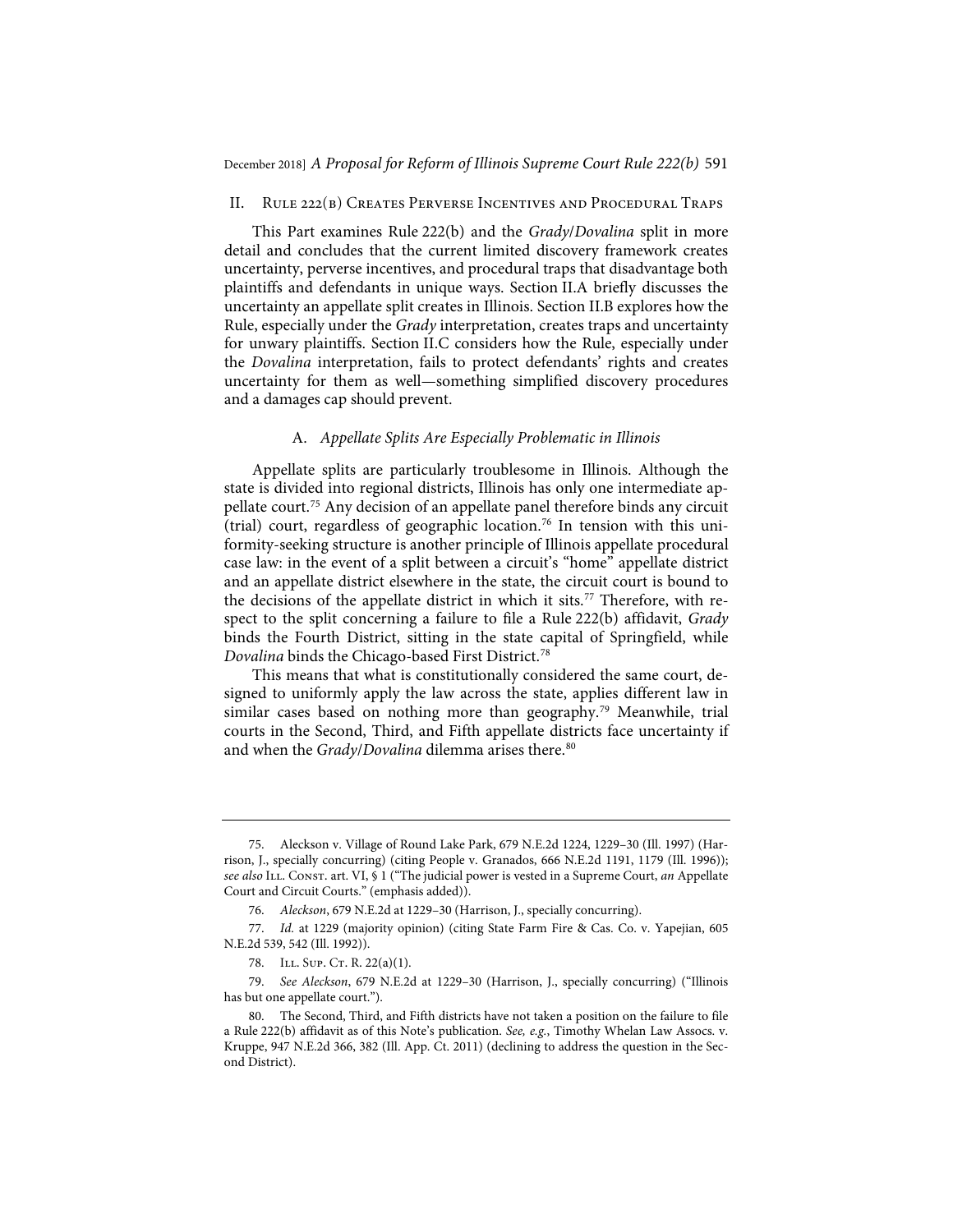## II. Rule 222(b) Creates Perverse Incentives and Procedural Traps

This Part examines Rule 222(b) and the *Grady*/*Dovalina* split in more detail and concludes that the current limited discovery framework creates uncertainty, perverse incentives, and procedural traps that disadvantage both plaintiffs and defendants in unique ways. Section II.A briefly discusses the uncertainty an appellate split creates in Illinois. Section II.B explores how the Rule, especially under the *Grady* interpretation, creates traps and uncertainty for unwary plaintiffs. Section II.C considers how the Rule, especially under the *Dovalina* interpretation, fails to protect defendants' rights and creates uncertainty for them as well—something simplified discovery procedures and a damages cap should prevent.

### A. *Appellate Splits Are Especially Problematic in Illinois*

Appellate splits are particularly troublesome in Illinois. Although the state is divided into regional districts, Illinois has only one intermediate appellate court.[75] Any decision of an appellate panel therefore binds any circuit (trial) court, regardless of geographic location.[76] In tension with this uniformity-seeking structure is another principle of Illinois appellate procedural case law: in the event of a split between a circuit's "home" appellate district and an appellate district elsewhere in the state, the circuit court is bound to the decisions of the appellate district in which it sits.[77] Therefore, with respect to the split concerning a failure to file a Rule 222(b) affidavit, *Grady* binds the Fourth District, sitting in the state capital of Springfield, while *Dovalina* binds the Chicago-based First District.[78]

This means that what is constitutionally considered the same court, designed to uniformly apply the law across the state, applies different law in similar cases based on nothing more than geography.[79] Meanwhile, trial courts in the Second, Third, and Fifth appellate districts face uncertainty if and when the *Grady*/*Dovalina* dilemma arises there.[80]

---

75. Aleckson v. Village of Round Lake Park, 679 N.E.2d 1224, 1229–30 (Ill. 1997) (Harrison, J., specially concurring) (citing People v. Granados, 666 N.E.2d 1191, 1179 (Ill. 1996)); *see also* Ill. Const. art. VI, § 1 ("The judicial power is vested in a Supreme Court, *an* Appellate Court and Circuit Courts." (emphasis added)).

76. *Aleckson*, 679 N.E.2d at 1229–30 (Harrison, J., specially concurring).

77. *Id.* at 1229 (majority opinion) (citing State Farm Fire & Cas. Co. v. Yapejian, 605 N.E.2d 539, 542 (Ill. 1992)).

78. Ill. Sup. Ct. R. 22(a)(1).

79. *See Aleckson*, 679 N.E.2d at 1229–30 (Harrison, J., specially concurring) ("Illinois has but one appellate court.").

80. The Second, Third, and Fifth districts have not taken a position on the failure to file a Rule 222(b) affidavit as of this Note's publication. *See, e.g.*, Timothy Whelan Law Assocs. v. Kruppe, 947 N.E.2d 366, 382 (Ill. App. Ct. 2011) (declining to address the question in the Second District).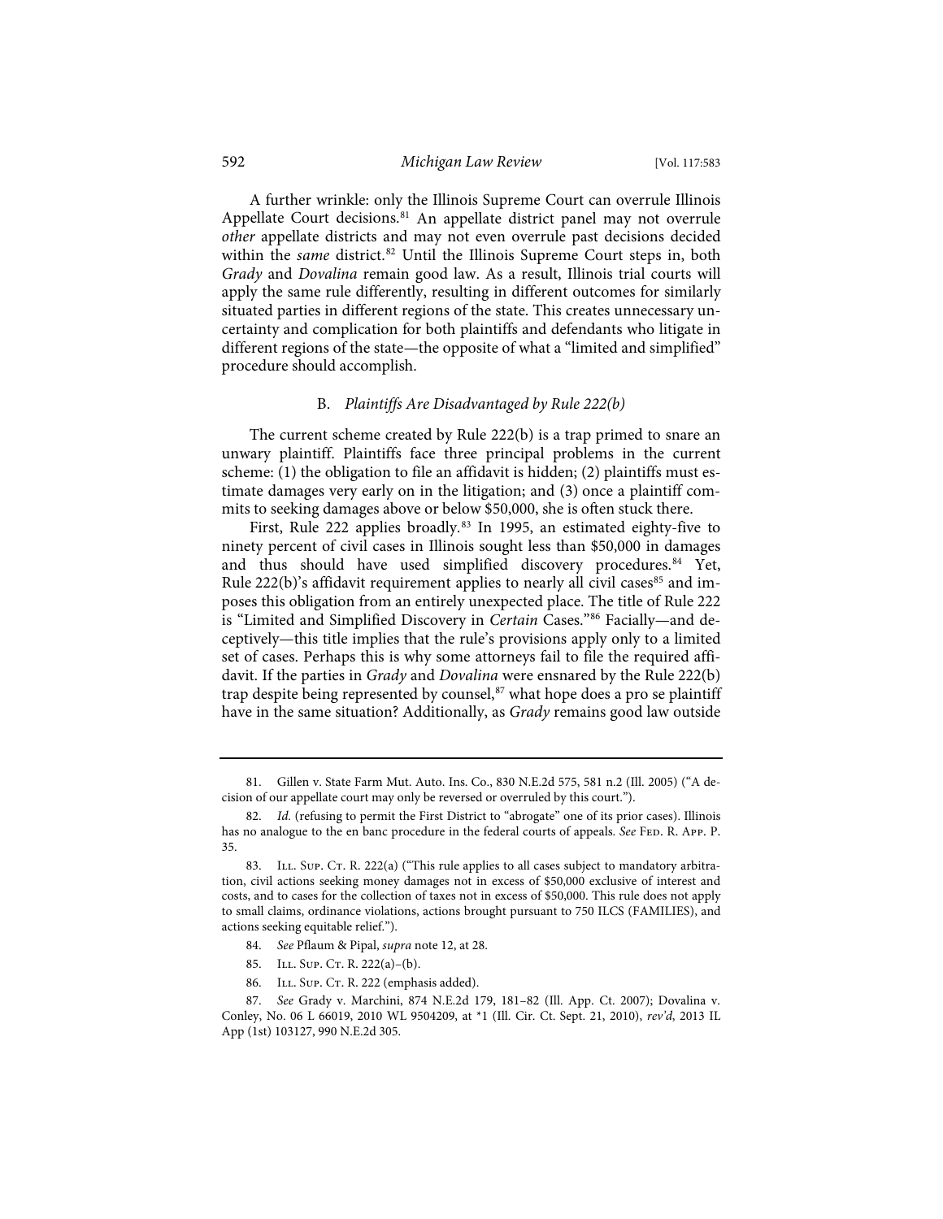A further wrinkle: only the Illinois Supreme Court can overrule Illinois Appellate Court decisions.[81] An appellate district panel may not overrule *other* appellate districts and may not even overrule past decisions decided within the *same* district.[82] Until the Illinois Supreme Court steps in, both *Grady* and *Dovalina* remain good law. As a result, Illinois trial courts will apply the same rule differently, resulting in different outcomes for similarly situated parties in different regions of the state. This creates unnecessary uncertainty and complication for both plaintiffs and defendants who litigate in different regions of the state—the opposite of what a "limited and simplified" procedure should accomplish.

### B. *Plaintiffs Are Disadvantaged by Rule 222(b)*

The current scheme created by Rule 222(b) is a trap primed to snare an unwary plaintiff. Plaintiffs face three principal problems in the current scheme: (1) the obligation to file an affidavit is hidden; (2) plaintiffs must estimate damages very early on in the litigation; and (3) once a plaintiff commits to seeking damages above or below $50,000, she is often stuck there.

First, Rule 222 applies broadly.[83] In 1995, an estimated eighty-five to ninety percent of civil cases in Illinois sought less than $50,000 in damages and thus should have used simplified discovery procedures.[84] Yet, Rule 222(b)'s affidavit requirement applies to nearly all civil cases[85] and imposes this obligation from an entirely unexpected place. The title of Rule 222 is "Limited and Simplified Discovery in *Certain* Cases."[86] Facially—and deceptively—this title implies that the rule's provisions apply only to a limited set of cases. Perhaps this is why some attorneys fail to file the required affidavit. If the parties in *Grady* and *Dovalina* were ensnared by the Rule 222(b) trap despite being represented by counsel,[87] what hope does a pro se plaintiff have in the same situation? Additionally, as *Grady* remains good law outside

---

81. Gillen v. State Farm Mut. Auto. Ins. Co., 830 N.E.2d 575, 581 n.2 (Ill. 2005) ("A decision of our appellate court may only be reversed or overruled by this court.").

82. *Id.* (refusing to permit the First District to "abrogate" one of its prior cases). Illinois has no analogue to the en banc procedure in the federal courts of appeals. *See* Fed. R. App. P. 35.

83. Ill. Sup. Ct. R. 222(a) ("This rule applies to all cases subject to mandatory arbitration, civil actions seeking money damages not in excess of $50,000 exclusive of interest and costs, and to cases for the collection of taxes not in excess of $50,000. This rule does not apply to small claims, ordinance violations, actions brought pursuant to 750 ILCS (FAMILIES), and actions seeking equitable relief.").

84. *See* Pflaum & Pipal, *supra* note 12, at 28.

85. Ill. Sup. Ct. R. 222(a)–(b).

86. Ill. Sup. Ct. R. 222 (emphasis added).

87. *See* Grady v. Marchini, 874 N.E.2d 179, 181–82 (Ill. App. Ct. 2007); Dovalina v. Conley, No. 06 L 66019, 2010 WL 9504209, at *1 (Ill. Cir. Ct. Sept. 21, 2010), *rev'd*, 2013 IL App (1st) 103127, 990 N.E.2d 305.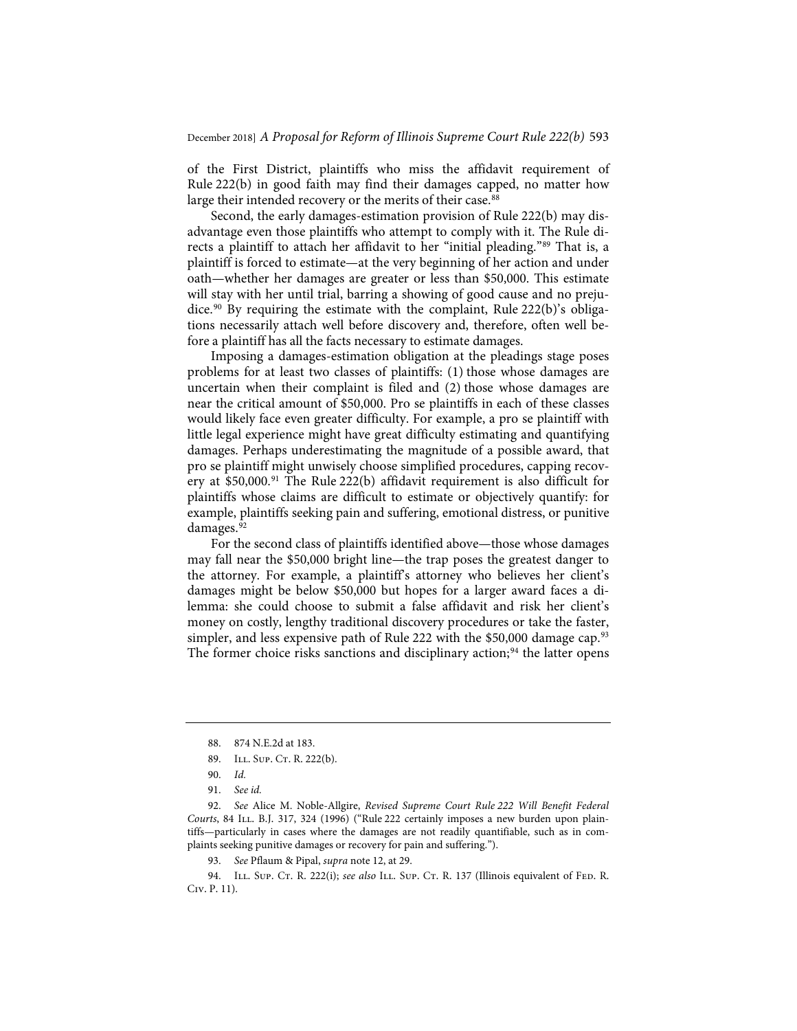of the First District, plaintiffs who miss the affidavit requirement of Rule 222(b) in good faith may find their damages capped, no matter how large their intended recovery or the merits of their case.[88]

Second, the early damages-estimation provision of Rule 222(b) may disadvantage even those plaintiffs who attempt to comply with it. The Rule directs a plaintiff to attach her affidavit to her "initial pleading."[89] That is, a plaintiff is forced to estimate—at the very beginning of her action and under oath—whether her damages are greater or less than $50,000. This estimate will stay with her until trial, barring a showing of good cause and no prejudice.[90] By requiring the estimate with the complaint, Rule 222(b)'s obligations necessarily attach well before discovery and, therefore, often well before a plaintiff has all the facts necessary to estimate damages.

Imposing a damages-estimation obligation at the pleadings stage poses problems for at least two classes of plaintiffs: (1) those whose damages are uncertain when their complaint is filed and (2) those whose damages are near the critical amount of $50,000. Pro se plaintiffs in each of these classes would likely face even greater difficulty. For example, a pro se plaintiff with little legal experience might have great difficulty estimating and quantifying damages. Perhaps underestimating the magnitude of a possible award, that pro se plaintiff might unwisely choose simplified procedures, capping recovery at $50,000.[91] The Rule 222(b) affidavit requirement is also difficult for plaintiffs whose claims are difficult to estimate or objectively quantify: for example, plaintiffs seeking pain and suffering, emotional distress, or punitive damages.[92]

For the second class of plaintiffs identified above—those whose damages may fall near the $50,000 bright line—the trap poses the greatest danger to the attorney. For example, a plaintiff's attorney who believes her client's damages might be below $50,000 but hopes for a larger award faces a dilemma: she could choose to submit a false affidavit and risk her client's money on costly, lengthy traditional discovery procedures or take the faster, simpler, and less expensive path of Rule 222 with the $50,000 damage cap.[93] The former choice risks sanctions and disciplinary action;[94] the latter opens

---

88. 874 N.E.2d at 183.

89. Ill. Sup. Ct. R. 222(b).

90. *Id.*

91. *See id.*

92. *See* Alice M. Noble-Allgire, *Revised Supreme Court Rule 222 Will Benefit Federal Courts*, 84 Ill. B.J. 317, 324 (1996) ("Rule 222 certainly imposes a new burden upon plaintiffs—particularly in cases where the damages are not readily quantifiable, such as in complaints seeking punitive damages or recovery for pain and suffering.").

93. *See* Pflaum & Pipal, *supra* note 12, at 29.

94. Ill. Sup. Ct. R. 222(i); *see also* Ill. Sup. Ct. R. 137 (Illinois equivalent of Fed. R. Civ. P. 11).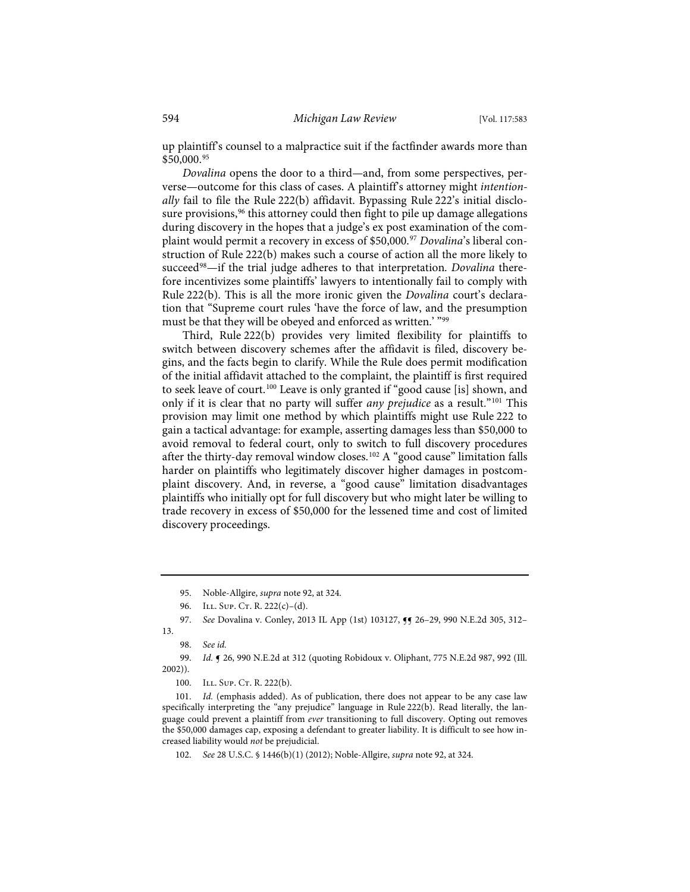up plaintiff's counsel to a malpractice suit if the factfinder awards more than $50,000.[95]

*Dovalina* opens the door to a third—and, from some perspectives, perverse—outcome for this class of cases. A plaintiff's attorney might *intentionally* fail to file the Rule 222(b) affidavit. Bypassing Rule 222's initial disclosure provisions,[96] this attorney could then fight to pile up damage allegations during discovery in the hopes that a judge's ex post examination of the complaint would permit a recovery in excess of $50,000.[97] *Dovalina*'s liberal construction of Rule 222(b) makes such a course of action all the more likely to succeed[98]—if the trial judge adheres to that interpretation. *Dovalina* therefore incentivizes some plaintiffs' lawyers to intentionally fail to comply with Rule 222(b). This is all the more ironic given the *Dovalina* court's declaration that "Supreme court rules 'have the force of law, and the presumption must be that they will be obeyed and enforced as written.' "[99]

Third, Rule 222(b) provides very limited flexibility for plaintiffs to switch between discovery schemes after the affidavit is filed, discovery begins, and the facts begin to clarify. While the Rule does permit modification of the initial affidavit attached to the complaint, the plaintiff is first required to seek leave of court.[100] Leave is only granted if "good cause [is] shown, and only if it is clear that no party will suffer *any prejudice* as a result."[101] This provision may limit one method by which plaintiffs might use Rule 222 to gain a tactical advantage: for example, asserting damages less than $50,000 to avoid removal to federal court, only to switch to full discovery procedures after the thirty-day removal window closes.[102] A "good cause" limitation falls harder on plaintiffs who legitimately discover higher damages in postcomplaint discovery. And, in reverse, a "good cause" limitation disadvantages plaintiffs who initially opt for full discovery but who might later be willing to trade recovery in excess of $50,000 for the lessened time and cost of limited discovery proceedings.

---

95. Noble-Allgire, *supra* note 92, at 324.

96. Ill. Sup. Ct. R. 222(c)–(d).

97. *See* Dovalina v. Conley, 2013 IL App (1st) 103127, ¶¶ 26–29, 990 N.E.2d 305, 312–13.

98. *See id.*

99. *Id.* ¶ 26, 990 N.E.2d at 312 (quoting Robidoux v. Oliphant, 775 N.E.2d 987, 992 (Ill. 2002)).

100. Ill. Sup. Ct. R. 222(b).

101. *Id.* (emphasis added). As of publication, there does not appear to be any case law specifically interpreting the "any prejudice" language in Rule 222(b). Read literally, the language could prevent a plaintiff from *ever* transitioning to full discovery. Opting out removes the $50,000 damages cap, exposing a defendant to greater liability. It is difficult to see how increased liability would *not* be prejudicial.

102. *See* 28 U.S.C. § 1446(b)(1) (2012); Noble-Allgire, *supra* note 92, at 324.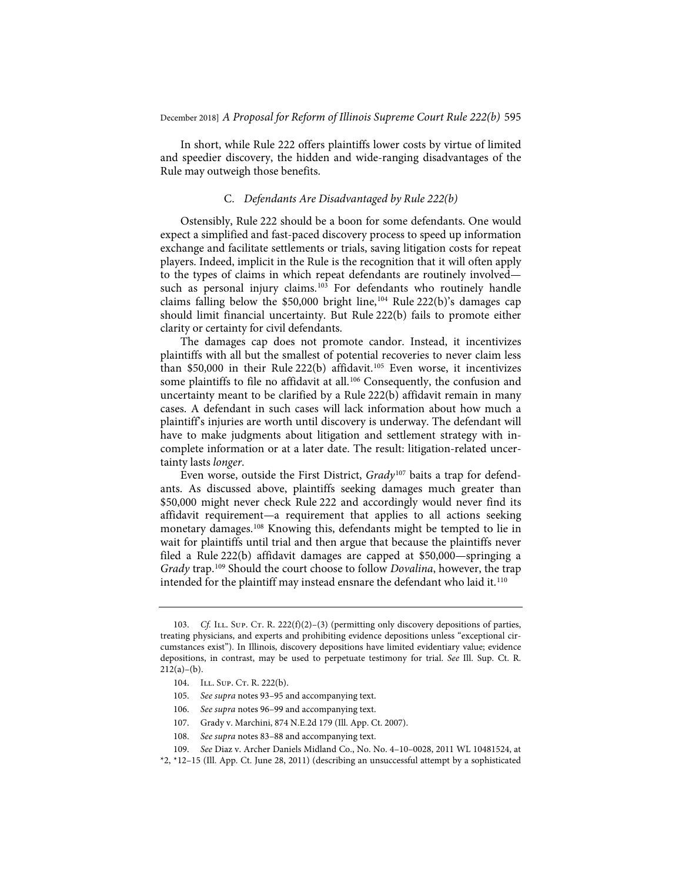In short, while Rule 222 offers plaintiffs lower costs by virtue of limited and speedier discovery, the hidden and wide-ranging disadvantages of the Rule may outweigh those benefits.

### C. *Defendants Are Disadvantaged by Rule 222(b)*

Ostensibly, Rule 222 should be a boon for some defendants. One would expect a simplified and fast-paced discovery process to speed up information exchange and facilitate settlements or trials, saving litigation costs for repeat players. Indeed, implicit in the Rule is the recognition that it will often apply to the types of claims in which repeat defendants are routinely involved—such as personal injury claims.[103] For defendants who routinely handle claims falling below the $50,000 bright line,[104] Rule 222(b)'s damages cap should limit financial uncertainty. But Rule 222(b) fails to promote either clarity or certainty for civil defendants.

The damages cap does not promote candor. Instead, it incentivizes plaintiffs with all but the smallest of potential recoveries to never claim less than $50,000 in their Rule 222(b) affidavit.[105] Even worse, it incentivizes some plaintiffs to file no affidavit at all.[106] Consequently, the confusion and uncertainty meant to be clarified by a Rule 222(b) affidavit remain in many cases. A defendant in such cases will lack information about how much a plaintiff's injuries are worth until discovery is underway. The defendant will have to make judgments about litigation and settlement strategy with incomplete information or at a later date. The result: litigation-related uncertainty lasts *longer*.

Even worse, outside the First District, *Grady*[107] baits a trap for defendants. As discussed above, plaintiffs seeking damages much greater than $50,000 might never check Rule 222 and accordingly would never find its affidavit requirement—a requirement that applies to all actions seeking monetary damages.[108] Knowing this, defendants might be tempted to lie in wait for plaintiffs until trial and then argue that because the plaintiffs never filed a Rule 222(b) affidavit damages are capped at $50,000—springing a *Grady* trap.[109] Should the court choose to follow *Dovalina*, however, the trap intended for the plaintiff may instead ensnare the defendant who laid it.[110]

---

103. *Cf.* Ill. Sup. Ct. R. 222(f)(2)–(3) (permitting only discovery depositions of parties, treating physicians, and experts and prohibiting evidence depositions unless "exceptional circumstances exist"). In Illinois, discovery depositions have limited evidentiary value; evidence depositions, in contrast, may be used to perpetuate testimony for trial. *See* Ill. Sup. Ct. R. 212(a)–(b).

104. Ill. Sup. Ct. R. 222(b).

105. *See supra* notes 93–95 and accompanying text.

106. *See supra* notes 96–99 and accompanying text.

107. Grady v. Marchini, 874 N.E.2d 179 (Ill. App. Ct. 2007).

108. *See supra* notes 83–88 and accompanying text.

109. *See* Diaz v. Archer Daniels Midland Co., No. No. 4–10–0028, 2011 WL 10481524, at *2, *12–15 (Ill. App. Ct. June 28, 2011) (describing an unsuccessful attempt by a sophisticated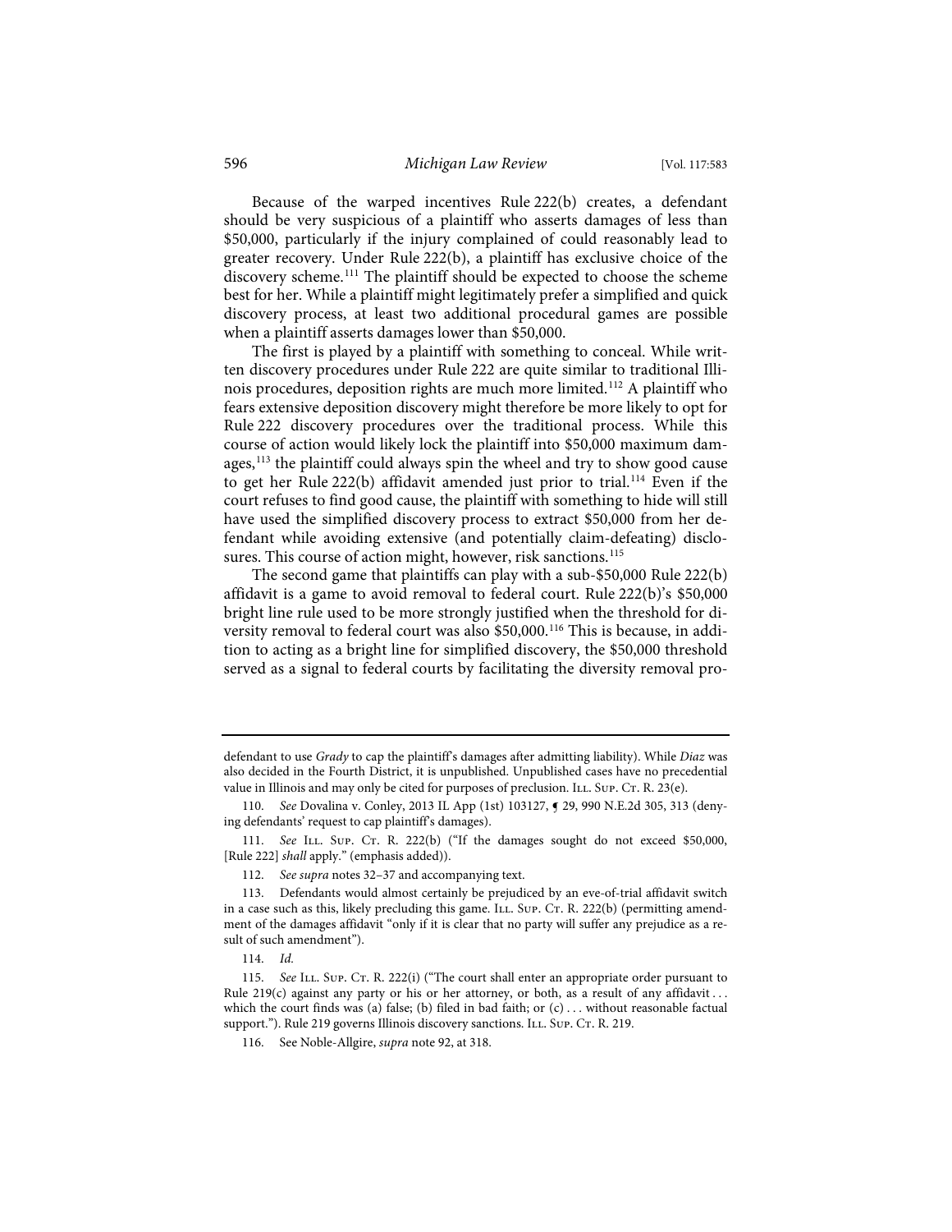Because of the warped incentives Rule 222(b) creates, a defendant should be very suspicious of a plaintiff who asserts damages of less than $50,000, particularly if the injury complained of could reasonably lead to greater recovery. Under Rule 222(b), a plaintiff has exclusive choice of the discovery scheme.[111] The plaintiff should be expected to choose the scheme best for her. While a plaintiff might legitimately prefer a simplified and quick discovery process, at least two additional procedural games are possible when a plaintiff asserts damages lower than $50,000.

The first is played by a plaintiff with something to conceal. While written discovery procedures under Rule 222 are quite similar to traditional Illinois procedures, deposition rights are much more limited.[112] A plaintiff who fears extensive deposition discovery might therefore be more likely to opt for Rule 222 discovery procedures over the traditional process. While this course of action would likely lock the plaintiff into $50,000 maximum damages,[113] the plaintiff could always spin the wheel and try to show good cause to get her Rule 222(b) affidavit amended just prior to trial.[114] Even if the court refuses to find good cause, the plaintiff with something to hide will still have used the simplified discovery process to extract $50,000 from her defendant while avoiding extensive (and potentially claim-defeating) disclosures. This course of action might, however, risk sanctions.[115]

The second game that plaintiffs can play with a sub-$50,000 Rule 222(b) affidavit is a game to avoid removal to federal court. Rule 222(b)'s $50,000 bright line rule used to be more strongly justified when the threshold for diversity removal to federal court was also $50,000.[116] This is because, in addition to acting as a bright line for simplified discovery, the $50,000 threshold served as a signal to federal courts by facilitating the diversity removal pro-

---

defendant to use *Grady* to cap the plaintiff's damages after admitting liability). While *Diaz* was also decided in the Fourth District, it is unpublished. Unpublished cases have no precedential value in Illinois and may only be cited for purposes of preclusion. Ill. Sup. Ct. R. 23(e).

110. *See* Dovalina v. Conley, 2013 IL App (1st) 103127, ¶ 29, 990 N.E.2d 305, 313 (denying defendants' request to cap plaintiff's damages).

111. *See* Ill. Sup. Ct. R. 222(b) ("If the damages sought do not exceed $50,000, [Rule 222] *shall* apply." (emphasis added)).

112. *See supra* notes 32–37 and accompanying text.

113. Defendants would almost certainly be prejudiced by an eve-of-trial affidavit switch in a case such as this, likely precluding this game. Ill. Sup. Ct. R. 222(b) (permitting amendment of the damages affidavit "only if it is clear that no party will suffer any prejudice as a result of such amendment").

114. *Id.*

115. *See* Ill. Sup. Ct. R. 222(i) ("The court shall enter an appropriate order pursuant to Rule 219(c) against any party or his or her attorney, or both, as a result of any affidavit . . . which the court finds was (a) false; (b) filed in bad faith; or (c) . . . without reasonable factual support."). Rule 219 governs Illinois discovery sanctions. Ill. Sup. Ct. R. 219.

116. See Noble-Allgire, *supra* note 92, at 318.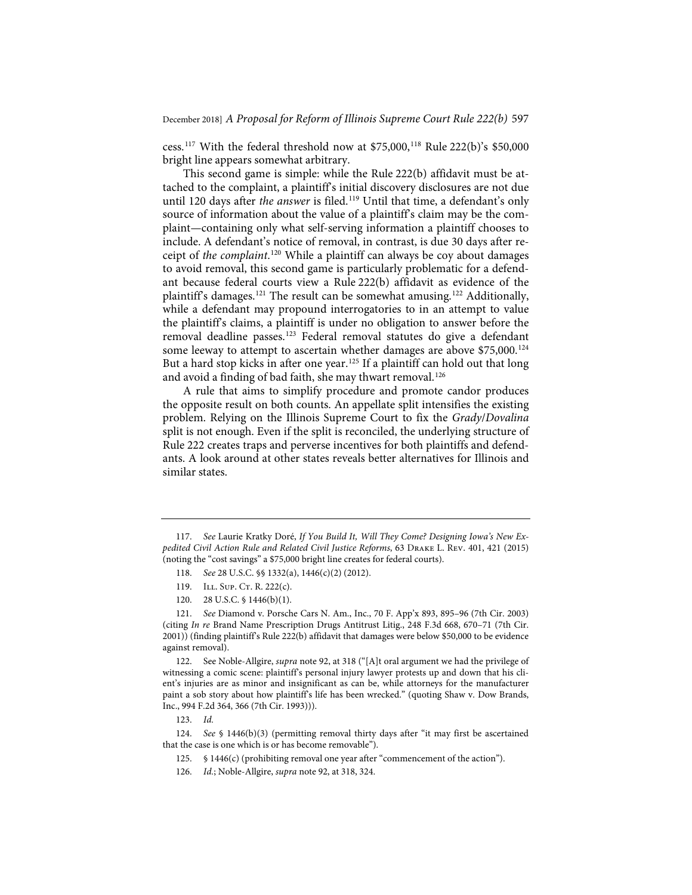cess.[117] With the federal threshold now at $75,000,[118] Rule 222(b)'s $50,000 bright line appears somewhat arbitrary.

This second game is simple: while the Rule 222(b) affidavit must be attached to the complaint, a plaintiff's initial discovery disclosures are not due until 120 days after *the answer* is filed.[119] Until that time, a defendant's only source of information about the value of a plaintiff's claim may be the complaint—containing only what self-serving information a plaintiff chooses to include. A defendant's notice of removal, in contrast, is due 30 days after receipt of *the complaint*.[120] While a plaintiff can always be coy about damages to avoid removal, this second game is particularly problematic for a defendant because federal courts view a Rule 222(b) affidavit as evidence of the plaintiff's damages.[121] The result can be somewhat amusing.[122] Additionally, while a defendant may propound interrogatories to in an attempt to value the plaintiff's claims, a plaintiff is under no obligation to answer before the removal deadline passes.[123] Federal removal statutes do give a defendant some leeway to attempt to ascertain whether damages are above $75,000.[124] But a hard stop kicks in after one year.[125] If a plaintiff can hold out that long and avoid a finding of bad faith, she may thwart removal.[126]

A rule that aims to simplify procedure and promote candor produces the opposite result on both counts. An appellate split intensifies the existing problem. Relying on the Illinois Supreme Court to fix the *Grady/Dovalina* split is not enough. Even if the split is reconciled, the underlying structure of Rule 222 creates traps and perverse incentives for both plaintiffs and defendants. A look around at other states reveals better alternatives for Illinois and similar states.

---

117. *See* Laurie Kratky Doré, *If You Build It, Will They Come? Designing Iowa's New Expedited Civil Action Rule and Related Civil Justice Reforms*, 63 Drake L. Rev. 401, 421 (2015) (noting the "cost savings" a $75,000 bright line creates for federal courts).

118. *See* 28 U.S.C. §§ 1332(a), 1446(c)(2) (2012).

119. Ill. Sup. Ct. R. 222(c).

120. 28 U.S.C. § 1446(b)(1).

121. *See* Diamond v. Porsche Cars N. Am., Inc., 70 F. App'x 893, 895–96 (7th Cir. 2003) (citing *In re* Brand Name Prescription Drugs Antitrust Litig., 248 F.3d 668, 670–71 (7th Cir. 2001)) (finding plaintiff's Rule 222(b) affidavit that damages were below $50,000 to be evidence against removal).

122. See Noble-Allgire, *supra* note 92, at 318 ("[A]t oral argument we had the privilege of witnessing a comic scene: plaintiff's personal injury lawyer protests up and down that his client's injuries are as minor and insignificant as can be, while attorneys for the manufacturer paint a sob story about how plaintiff's life has been wrecked." (quoting Shaw v. Dow Brands, Inc., 994 F.2d 364, 366 (7th Cir. 1993))).

123. *Id.*

124. *See* § 1446(b)(3) (permitting removal thirty days after "it may first be ascertained that the case is one which is or has become removable").

125. § 1446(c) (prohibiting removal one year after "commencement of the action").

126. *Id.*; Noble-Allgire, *supra* note 92, at 318, 324.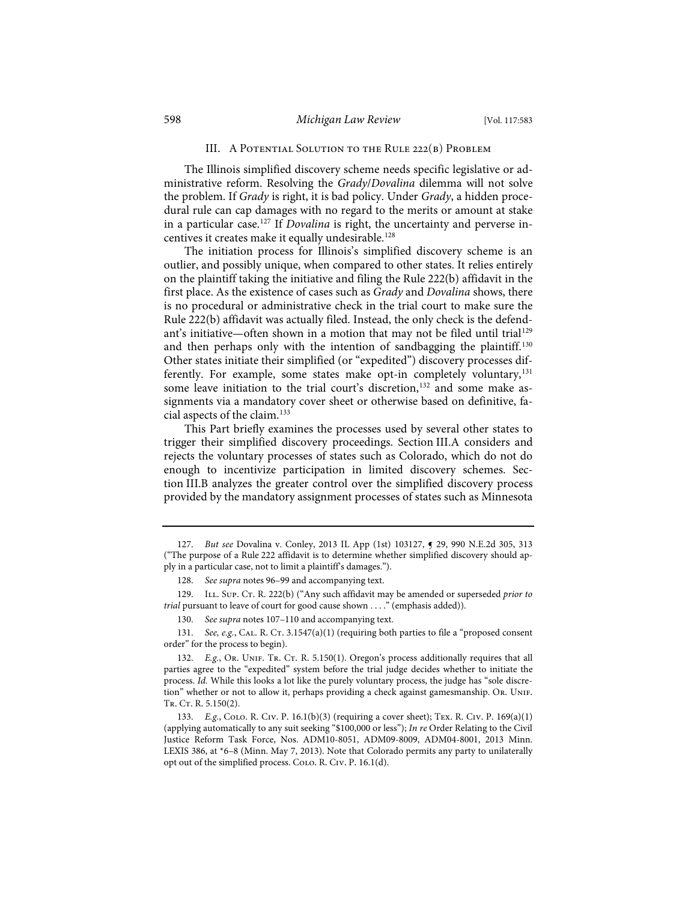## III. A Potential Solution to the Rule 222(b) Problem

The Illinois simplified discovery scheme needs specific legislative or administrative reform. Resolving the *Grady*/*Dovalina* dilemma will not solve the problem. If *Grady* is right, it is bad policy. Under *Grady*, a hidden procedural rule can cap damages with no regard to the merits or amount at stake in a particular case.[127] If *Dovalina* is right, the uncertainty and perverse incentives it creates make it equally undesirable.[128]

The initiation process for Illinois's simplified discovery scheme is an outlier, and possibly unique, when compared to other states. It relies entirely on the plaintiff taking the initiative and filing the Rule 222(b) affidavit in the first place. As the existence of cases such as *Grady* and *Dovalina* shows, there is no procedural or administrative check in the trial court to make sure the Rule 222(b) affidavit was actually filed. Instead, the only check is the defendant's initiative—often shown in a motion that may not be filed until trial[129] and then perhaps only with the intention of sandbagging the plaintiff.[130] Other states initiate their simplified (or "expedited") discovery processes differently. For example, some states make opt-in completely voluntary,[131] some leave initiation to the trial court's discretion,[132] and some make assignments via a mandatory cover sheet or otherwise based on definitive, facial aspects of the claim.[133]

This Part briefly examines the processes used by several other states to trigger their simplified discovery proceedings. Section III.A considers and rejects the voluntary processes of states such as Colorado, which do not do enough to incentivize participation in limited discovery schemes. Section III.B analyzes the greater control over the simplified discovery process provided by the mandatory assignment processes of states such as Minnesota

---

127. *But see* Dovalina v. Conley, 2013 IL App (1st) 103127, ¶ 29, 990 N.E.2d 305, 313 ("The purpose of a Rule 222 affidavit is to determine whether simplified discovery should apply in a particular case, not to limit a plaintiff's damages.").

128. *See supra* notes 96–99 and accompanying text.

129. Ill. Sup. Ct. R. 222(b) ("Any such affidavit may be amended or superseded *prior to trial* pursuant to leave of court for good cause shown . . . ." (emphasis added)).

130. *See supra* notes 107–110 and accompanying text.

131. *See, e.g.*, Cal. R. Ct. 3.1547(a)(1) (requiring both parties to file a "proposed consent order" for the process to begin).

132. *E.g.*, Or. Unif. Tr. Ct. R. 5.150(1). Oregon's process additionally requires that all parties agree to the "expedited" system before the trial judge decides whether to initiate the process. *Id.* While this looks a lot like the purely voluntary process, the judge has "sole discretion" whether or not to allow it, perhaps providing a check against gamesmanship. Or. Unif. Tr. Ct. R. 5.150(2).

133. *E.g.*, Colo. R. Civ. P. 16.1(b)(3) (requiring a cover sheet); Tex. R. Civ. P. 169(a)(1) (applying automatically to any suit seeking "$100,000 or less"); *In re* Order Relating to the Civil Justice Reform Task Force, Nos. ADM10-8051, ADM09-8009, ADM04-8001, 2013 Minn. LEXIS 386, at *6–8 (Minn. May 7, 2013). Note that Colorado permits any party to unilaterally opt out of the simplified process. Colo. R. Civ. P. 16.1(d).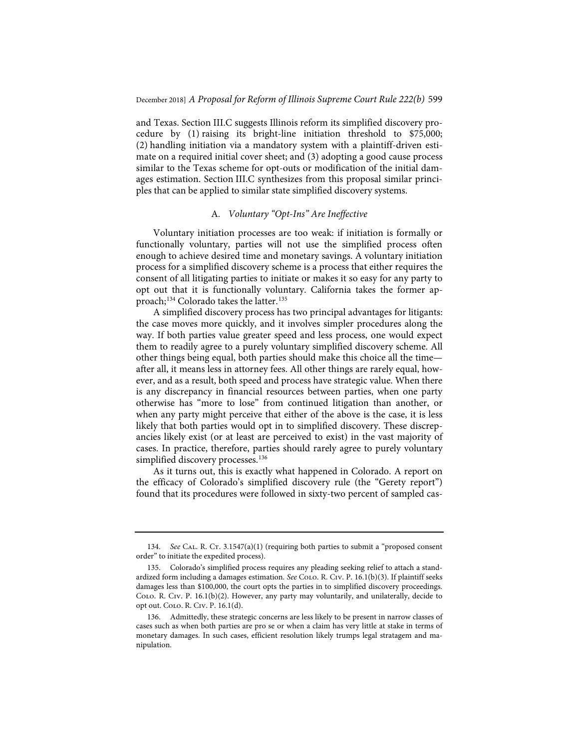and Texas. Section III.C suggests Illinois reform its simplified discovery procedure by (1) raising its bright-line initiation threshold to \$75,000; (2) handling initiation via a mandatory system with a plaintiff-driven estimate on a required initial cover sheet; and (3) adopting a good cause process similar to the Texas scheme for opt-outs or modification of the initial damages estimation. Section III.C synthesizes from this proposal similar principles that can be applied to similar state simplified discovery systems.

### A. *Voluntary "Opt-Ins" Are Ineffective*

Voluntary initiation processes are too weak: if initiation is formally or functionally voluntary, parties will not use the simplified process often enough to achieve desired time and monetary savings. A voluntary initiation process for a simplified discovery scheme is a process that either requires the consent of all litigating parties to initiate or makes it so easy for any party to opt out that it is functionally voluntary. California takes the former approach;[134] Colorado takes the latter.[135]

A simplified discovery process has two principal advantages for litigants: the case moves more quickly, and it involves simpler procedures along the way. If both parties value greater speed and less process, one would expect them to readily agree to a purely voluntary simplified discovery scheme. All other things being equal, both parties should make this choice all the time—after all, it means less in attorney fees. All other things are rarely equal, however, and as a result, both speed and process have strategic value. When there is any discrepancy in financial resources between parties, when one party otherwise has "more to lose" from continued litigation than another, or when any party might perceive that either of the above is the case, it is less likely that both parties would opt in to simplified discovery. These discrepancies likely exist (or at least are perceived to exist) in the vast majority of cases. In practice, therefore, parties should rarely agree to purely voluntary simplified discovery processes.[136]

As it turns out, this is exactly what happened in Colorado. A report on the efficacy of Colorado's simplified discovery rule (the "Gerety report") found that its procedures were followed in sixty-two percent of sampled cas-

---

134. *See* Cal. R. Ct. 3.1547(a)(1) (requiring both parties to submit a "proposed consent order" to initiate the expedited process).

135. Colorado's simplified process requires any pleading seeking relief to attach a standardized form including a damages estimation. *See* Colo. R. Civ. P. 16.1(b)(3). If plaintiff seeks damages less than \$100,000, the court opts the parties in to simplified discovery proceedings. Colo. R. Civ. P. 16.1(b)(2). However, any party may voluntarily, and unilaterally, decide to opt out. Colo. R. Civ. P. 16.1(d).

136. Admittedly, these strategic concerns are less likely to be present in narrow classes of cases such as when both parties are pro se or when a claim has very little at stake in terms of monetary damages. In such cases, efficient resolution likely trumps legal stratagem and manipulation.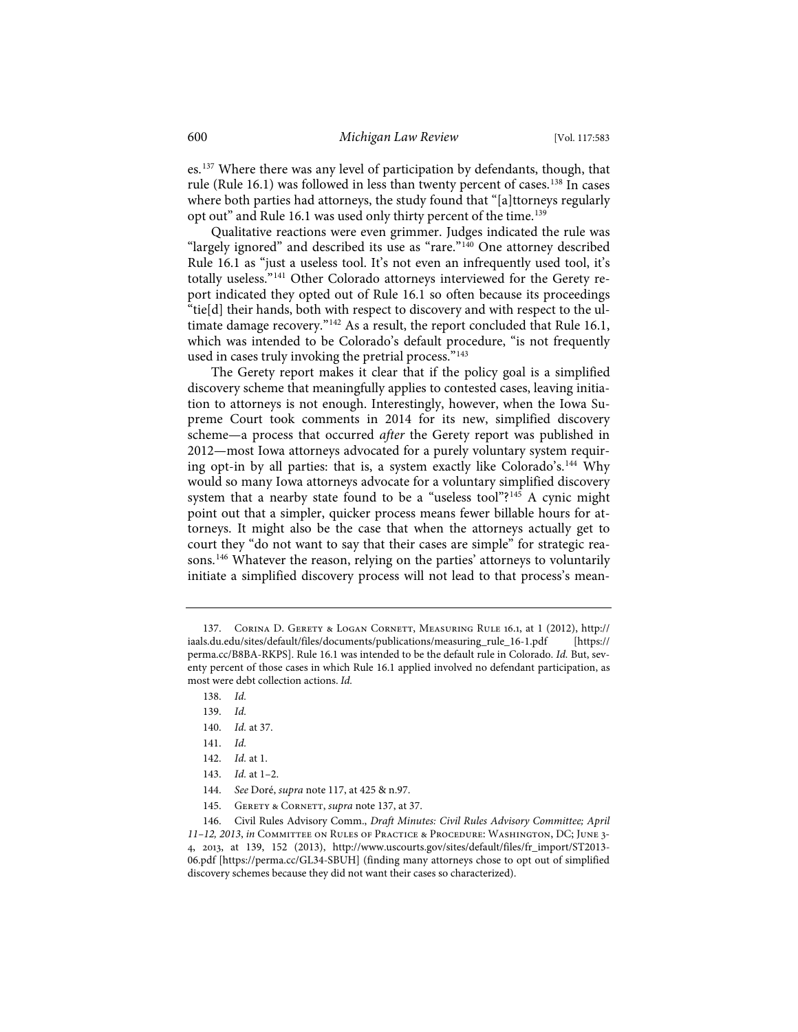es.[137] Where there was any level of participation by defendants, though, that rule (Rule 16.1) was followed in less than twenty percent of cases.[138] In cases where both parties had attorneys, the study found that "[a]ttorneys regularly opt out" and Rule 16.1 was used only thirty percent of the time.[139]

Qualitative reactions were even grimmer. Judges indicated the rule was "largely ignored" and described its use as "rare."[140] One attorney described Rule 16.1 as "just a useless tool. It's not even an infrequently used tool, it's totally useless."[141] Other Colorado attorneys interviewed for the Gerety report indicated they opted out of Rule 16.1 so often because its proceedings "tie[d] their hands, both with respect to discovery and with respect to the ultimate damage recovery."[142] As a result, the report concluded that Rule 16.1, which was intended to be Colorado's default procedure, "is not frequently used in cases truly invoking the pretrial process."[143]

The Gerety report makes it clear that if the policy goal is a simplified discovery scheme that meaningfully applies to contested cases, leaving initiation to attorneys is not enough. Interestingly, however, when the Iowa Supreme Court took comments in 2014 for its new, simplified discovery scheme—a process that occurred *after* the Gerety report was published in 2012—most Iowa attorneys advocated for a purely voluntary system requiring opt-in by all parties: that is, a system exactly like Colorado's.[144] Why would so many Iowa attorneys advocate for a voluntary simplified discovery system that a nearby state found to be a "useless tool"?[145] A cynic might point out that a simpler, quicker process means fewer billable hours for attorneys. It might also be the case that when the attorneys actually get to court they "do not want to say that their cases are simple" for strategic reasons.[146] Whatever the reason, relying on the parties' attorneys to voluntarily initiate a simplified discovery process will not lead to that process's mean-

---

137. Corina D. Gerety & Logan Cornett, Measuring Rule 16.1, at 1 (2012), http://iaals.du.edu/sites/default/files/documents/publications/measuring_rule_16-1.pdf [https://perma.cc/B8BA-RKPS]. Rule 16.1 was intended to be the default rule in Colorado. *Id.* But, seventy percent of those cases in which Rule 16.1 applied involved no defendant participation, as most were debt collection actions. *Id.*

138. *Id.*

139. *Id.*

140. *Id.* at 37.

141. *Id.*

142. *Id.* at 1.

143. *Id.* at 1–2.

144. *See* Doré, *supra* note 117, at 425 & n.97.

145. Gerety & Cornett, *supra* note 137, at 37.

146. Civil Rules Advisory Comm., *Draft Minutes: Civil Rules Advisory Committee; April 11–12, 2013*, *in* Committee on Rules of Practice & Procedure: Washington, DC; June 3-4, 2013, at 139, 152 (2013), http://www.uscourts.gov/sites/default/files/fr_import/ST2013-06.pdf [https://perma.cc/GL34-SBUH] (finding many attorneys chose to opt out of simplified discovery schemes because they did not want their cases so characterized).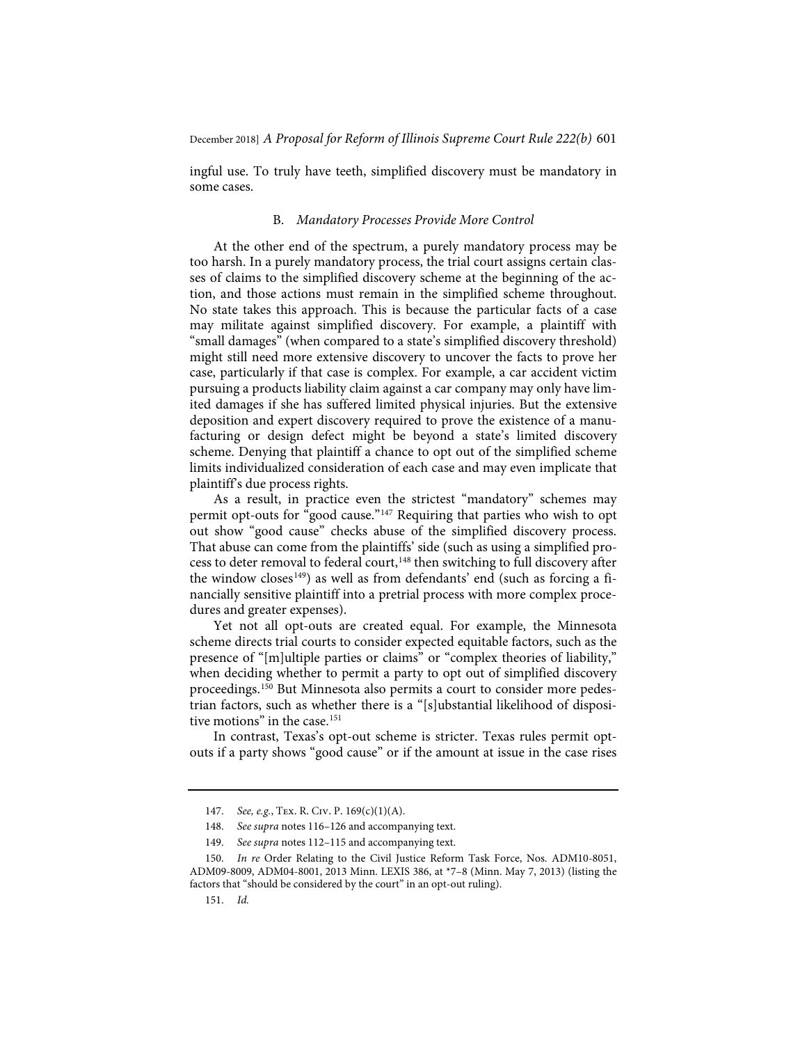ingful use. To truly have teeth, simplified discovery must be mandatory in some cases.

### B. *Mandatory Processes Provide More Control*

At the other end of the spectrum, a purely mandatory process may be too harsh. In a purely mandatory process, the trial court assigns certain classes of claims to the simplified discovery scheme at the beginning of the action, and those actions must remain in the simplified scheme throughout. No state takes this approach. This is because the particular facts of a case may militate against simplified discovery. For example, a plaintiff with "small damages" (when compared to a state's simplified discovery threshold) might still need more extensive discovery to uncover the facts to prove her case, particularly if that case is complex. For example, a car accident victim pursuing a products liability claim against a car company may only have limited damages if she has suffered limited physical injuries. But the extensive deposition and expert discovery required to prove the existence of a manufacturing or design defect might be beyond a state's limited discovery scheme. Denying that plaintiff a chance to opt out of the simplified scheme limits individualized consideration of each case and may even implicate that plaintiff's due process rights.

As a result, in practice even the strictest "mandatory" schemes may permit opt-outs for "good cause."[147] Requiring that parties who wish to opt out show "good cause" checks abuse of the simplified discovery process. That abuse can come from the plaintiffs' side (such as using a simplified process to deter removal to federal court,[148] then switching to full discovery after the window closes[149]) as well as from defendants' end (such as forcing a financially sensitive plaintiff into a pretrial process with more complex procedures and greater expenses).

Yet not all opt-outs are created equal. For example, the Minnesota scheme directs trial courts to consider expected equitable factors, such as the presence of "[m]ultiple parties or claims" or "complex theories of liability," when deciding whether to permit a party to opt out of simplified discovery proceedings.[150] But Minnesota also permits a court to consider more pedestrian factors, such as whether there is a "[s]ubstantial likelihood of dispositive motions" in the case.[151]

In contrast, Texas's opt-out scheme is stricter. Texas rules permit opt-outs if a party shows "good cause" or if the amount at issue in the case rises

---

147. *See, e.g.*, Tex. R. Civ. P. 169(c)(1)(A).

148. *See supra* notes 116–126 and accompanying text.

149. *See supra* notes 112–115 and accompanying text.

150. *In re* Order Relating to the Civil Justice Reform Task Force, Nos. ADM10-8051, ADM09-8009, ADM04-8001, 2013 Minn. LEXIS 386, at *7–8 (Minn. May 7, 2013) (listing the factors that "should be considered by the court" in an opt-out ruling).

151. *Id.*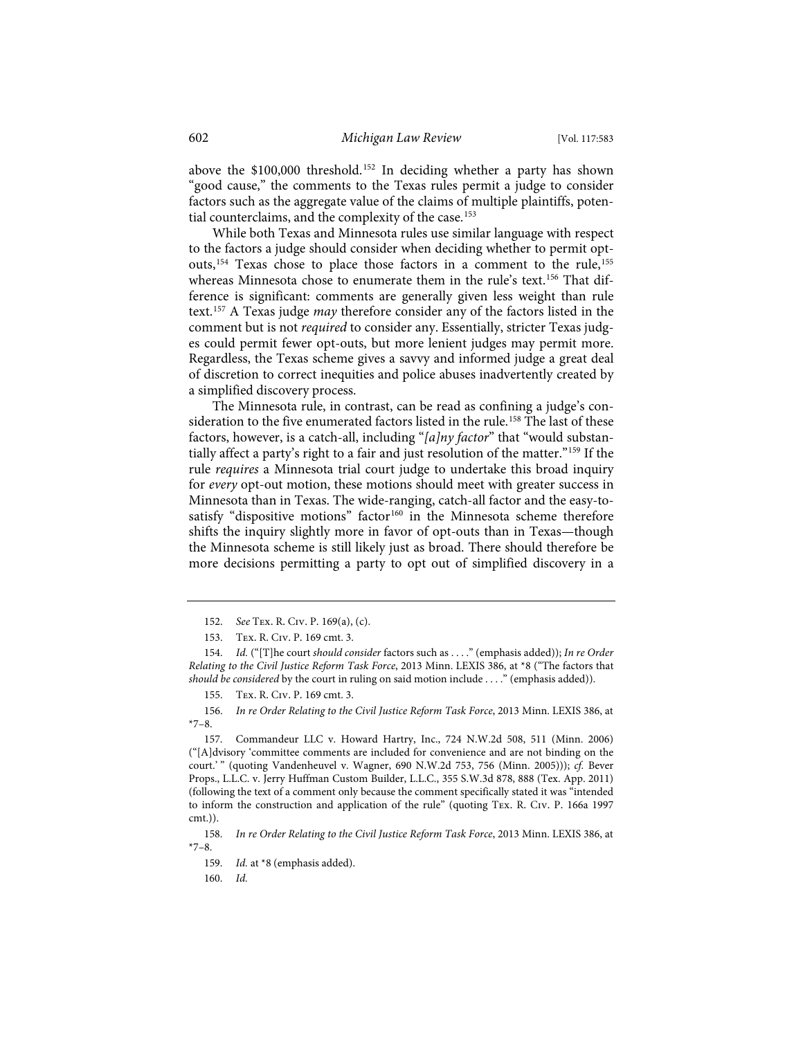above the $100,000 threshold.[152] In deciding whether a party has shown "good cause," the comments to the Texas rules permit a judge to consider factors such as the aggregate value of the claims of multiple plaintiffs, potential counterclaims, and the complexity of the case.[153]

While both Texas and Minnesota rules use similar language with respect to the factors a judge should consider when deciding whether to permit opt-outs,[154] Texas chose to place those factors in a comment to the rule,[155] whereas Minnesota chose to enumerate them in the rule's text.[156] That difference is significant: comments are generally given less weight than rule text.[157] A Texas judge *may* therefore consider any of the factors listed in the comment but is not *required* to consider any. Essentially, stricter Texas judges could permit fewer opt-outs, but more lenient judges may permit more. Regardless, the Texas scheme gives a savvy and informed judge a great deal of discretion to correct inequities and police abuses inadvertently created by a simplified discovery process.

The Minnesota rule, in contrast, can be read as confining a judge's consideration to the five enumerated factors listed in the rule.[158] The last of these factors, however, is a catch-all, including "*[a]ny factor*" that "would substantially affect a party's right to a fair and just resolution of the matter."[159] If the rule *requires* a Minnesota trial court judge to undertake this broad inquiry for *every* opt-out motion, these motions should meet with greater success in Minnesota than in Texas. The wide-ranging, catch-all factor and the easy-to-satisfy "dispositive motions" factor[160] in the Minnesota scheme therefore shifts the inquiry slightly more in favor of opt-outs than in Texas—though the Minnesota scheme is still likely just as broad. There should therefore be more decisions permitting a party to opt out of simplified discovery in a

---

152. *See* Tex. R. Civ. P. 169(a), (c).

153. Tex. R. Civ. P. 169 cmt. 3.

154. *Id.* ("[T]he court *should consider* factors such as . . . ." (emphasis added)); *In re Order Relating to the Civil Justice Reform Task Force*, 2013 Minn. LEXIS 386, at *8 ("The factors that *should be considered* by the court in ruling on said motion include . . . ." (emphasis added)).

155. Tex. R. Civ. P. 169 cmt. 3.

156. *In re Order Relating to the Civil Justice Reform Task Force*, 2013 Minn. LEXIS 386, at *7–8.

157. Commandeur LLC v. Howard Hartry, Inc., 724 N.W.2d 508, 511 (Minn. 2006) ("[A]dvisory 'committee comments are included for convenience and are not binding on the court.' " (quoting Vandenheuvel v. Wagner, 690 N.W.2d 753, 756 (Minn. 2005))); *cf.* Bever Props., L.L.C. v. Jerry Huffman Custom Builder, L.L.C., 355 S.W.3d 878, 888 (Tex. App. 2011) (following the text of a comment only because the comment specifically stated it was "intended to inform the construction and application of the rule" (quoting Tex. R. Civ. P. 166a 1997 cmt.)).

158. *In re Order Relating to the Civil Justice Reform Task Force*, 2013 Minn. LEXIS 386, at *7–8.

159. *Id.* at *8 (emphasis added).

160. *Id.*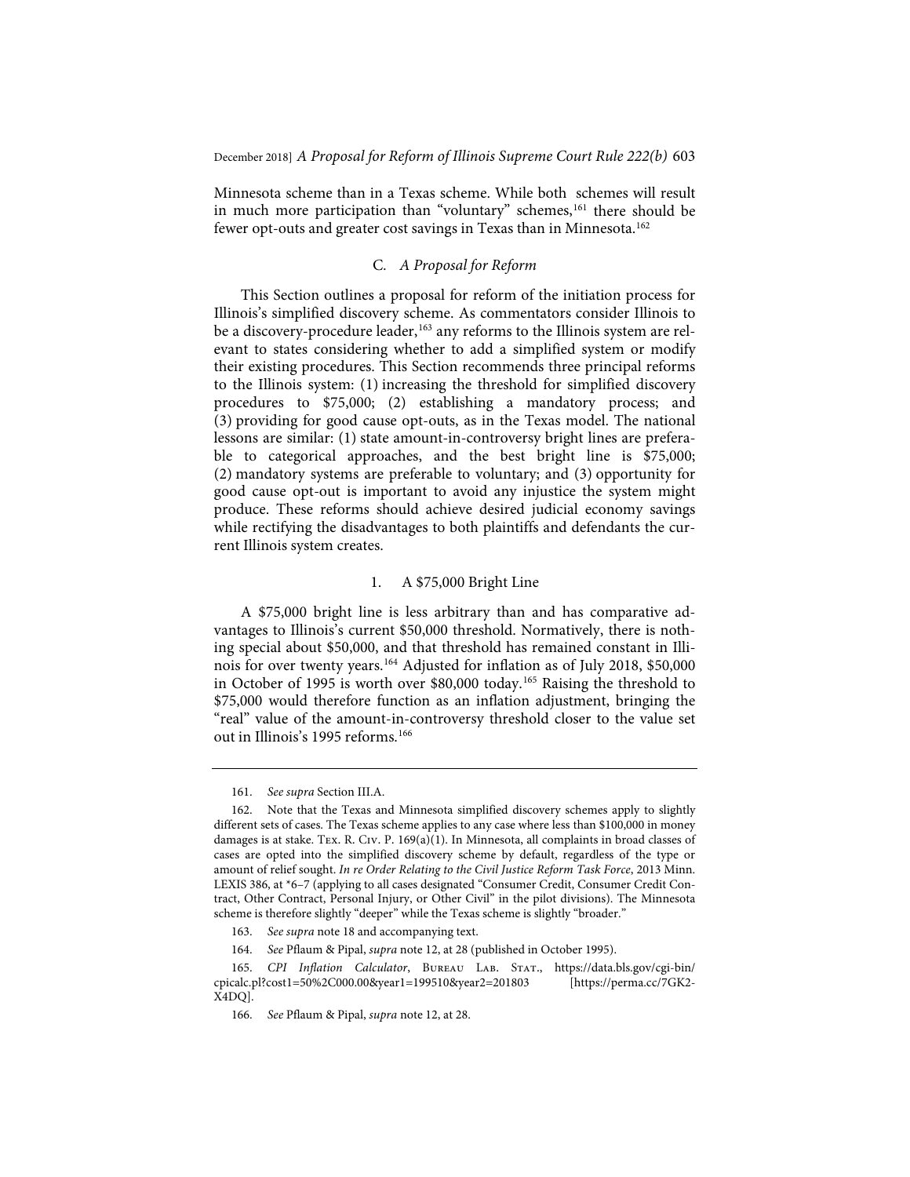Minnesota scheme than in a Texas scheme. While both schemes will result in much more participation than "voluntary" schemes,[161] there should be fewer opt-outs and greater cost savings in Texas than in Minnesota.[162]

### C. *A Proposal for Reform*

This Section outlines a proposal for reform of the initiation process for Illinois's simplified discovery scheme. As commentators consider Illinois to be a discovery-procedure leader,[163] any reforms to the Illinois system are relevant to states considering whether to add a simplified system or modify their existing procedures. This Section recommends three principal reforms to the Illinois system: (1) increasing the threshold for simplified discovery procedures to $75,000; (2) establishing a mandatory process; and (3) providing for good cause opt-outs, as in the Texas model. The national lessons are similar: (1) state amount-in-controversy bright lines are preferable to categorical approaches, and the best bright line is $75,000; (2) mandatory systems are preferable to voluntary; and (3) opportunity for good cause opt-out is important to avoid any injustice the system might produce. These reforms should achieve desired judicial economy savings while rectifying the disadvantages to both plaintiffs and defendants the current Illinois system creates.

#### 1. A $75,000 Bright Line

A $75,000 bright line is less arbitrary than and has comparative advantages to Illinois's current $50,000 threshold. Normatively, there is nothing special about $50,000, and that threshold has remained constant in Illinois for over twenty years.[164] Adjusted for inflation as of July 2018, $50,000 in October of 1995 is worth over $80,000 today.[165] Raising the threshold to $75,000 would therefore function as an inflation adjustment, bringing the "real" value of the amount-in-controversy threshold closer to the value set out in Illinois's 1995 reforms.[166]

---

161. *See supra* Section III.A.

162. Note that the Texas and Minnesota simplified discovery schemes apply to slightly different sets of cases. The Texas scheme applies to any case where less than $100,000 in money damages is at stake. Tex. R. Civ. P. 169(a)(1). In Minnesota, all complaints in broad classes of cases are opted into the simplified discovery scheme by default, regardless of the type or amount of relief sought. *In re Order Relating to the Civil Justice Reform Task Force*, 2013 Minn. LEXIS 386, at *6–7 (applying to all cases designated "Consumer Credit, Consumer Credit Contract, Other Contract, Personal Injury, or Other Civil" in the pilot divisions). The Minnesota scheme is therefore slightly "deeper" while the Texas scheme is slightly "broader."

163. *See supra* note 18 and accompanying text.

164. *See* Pflaum & Pipal, *supra* note 12, at 28 (published in October 1995).

165. *CPI Inflation Calculator*, Bureau Lab. Stat., https://data.bls.gov/cgi-bin/cpicalc.pl?cost1=50%2C000.00&year1=199510&year2=201803 [https://perma.cc/7GK2-X4DQ].

166. *See* Pflaum & Pipal, *supra* note 12, at 28.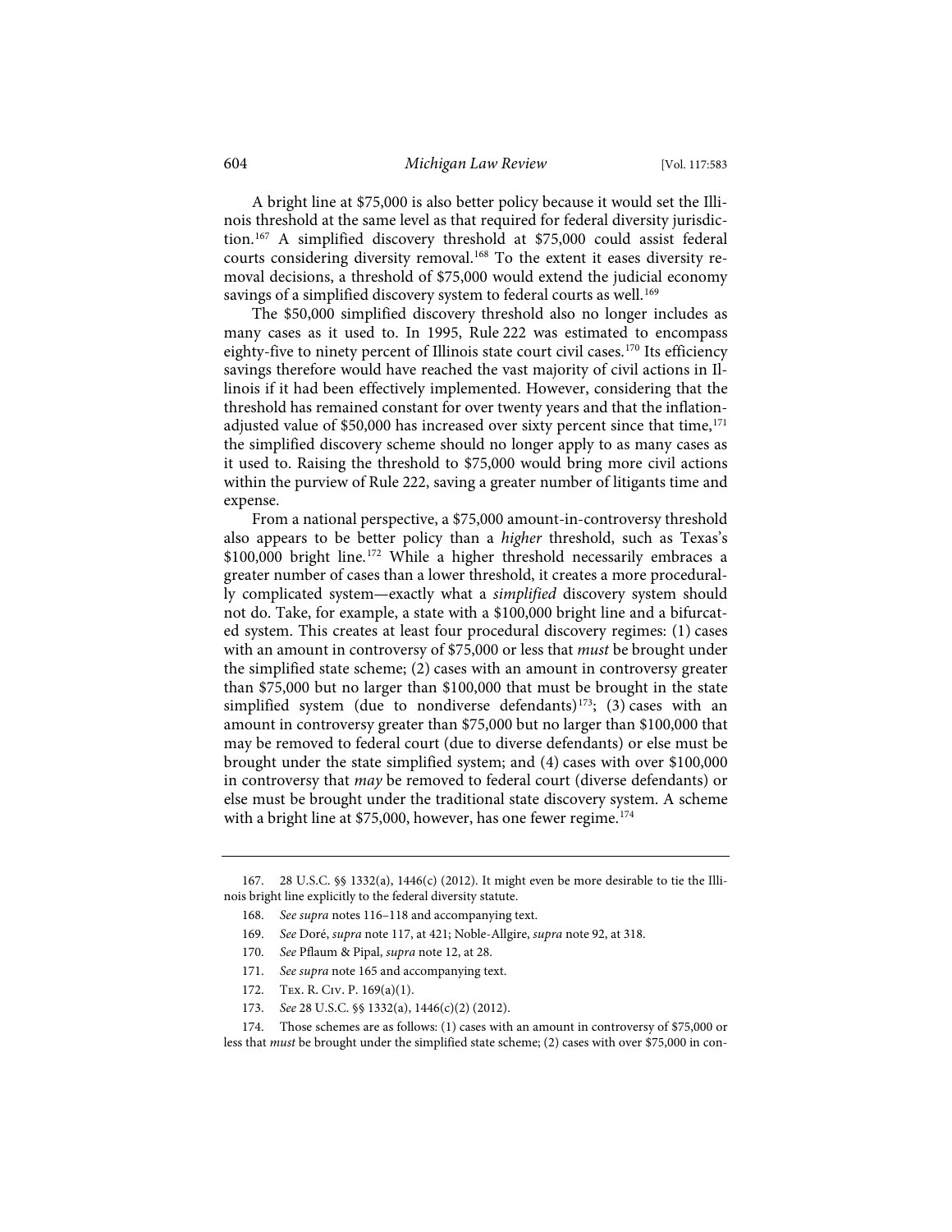A bright line at $75,000 is also better policy because it would set the Illinois threshold at the same level as that required for federal diversity jurisdiction.[167] A simplified discovery threshold at $75,000 could assist federal courts considering diversity removal.[168] To the extent it eases diversity removal decisions, a threshold of $75,000 would extend the judicial economy savings of a simplified discovery system to federal courts as well.[169]

The $50,000 simplified discovery threshold also no longer includes as many cases as it used to. In 1995, Rule 222 was estimated to encompass eighty-five to ninety percent of Illinois state court civil cases.[170] Its efficiency savings therefore would have reached the vast majority of civil actions in Illinois if it had been effectively implemented. However, considering that the threshold has remained constant for over twenty years and that the inflation-adjusted value of $50,000 has increased over sixty percent since that time,[171] the simplified discovery scheme should no longer apply to as many cases as it used to. Raising the threshold to $75,000 would bring more civil actions within the purview of Rule 222, saving a greater number of litigants time and expense.

From a national perspective, a $75,000 amount-in-controversy threshold also appears to be better policy than a *higher* threshold, such as Texas's $100,000 bright line.[172] While a higher threshold necessarily embraces a greater number of cases than a lower threshold, it creates a more procedurally complicated system—exactly what a *simplified* discovery system should not do. Take, for example, a state with a $100,000 bright line and a bifurcated system. This creates at least four procedural discovery regimes: (1) cases with an amount in controversy of $75,000 or less that *must* be brought under the simplified state scheme; (2) cases with an amount in controversy greater than $75,000 but no larger than $100,000 that must be brought in the state simplified system (due to nondiverse defendants)[173]; (3) cases with an amount in controversy greater than $75,000 but no larger than $100,000 that may be removed to federal court (due to diverse defendants) or else must be brought under the state simplified system; and (4) cases with over $100,000 in controversy that *may* be removed to federal court (diverse defendants) or else must be brought under the traditional state discovery system. A scheme with a bright line at $75,000, however, has one fewer regime.[174]

---

167. 28 U.S.C. §§ 1332(a), 1446(c) (2012). It might even be more desirable to tie the Illinois bright line explicitly to the federal diversity statute.

168. *See supra* notes 116–118 and accompanying text.

169. *See* Doré, *supra* note 117, at 421; Noble-Allgire, *supra* note 92, at 318.

170. *See* Pflaum & Pipal, *supra* note 12, at 28.

171. *See supra* note 165 and accompanying text.

172. Tex. R. Civ. P. 169(a)(1).

173. *See* 28 U.S.C. §§ 1332(a), 1446(c)(2) (2012).

174. Those schemes are as follows: (1) cases with an amount in controversy of $75,000 or less that *must* be brought under the simplified state scheme; (2) cases with over $75,000 in con-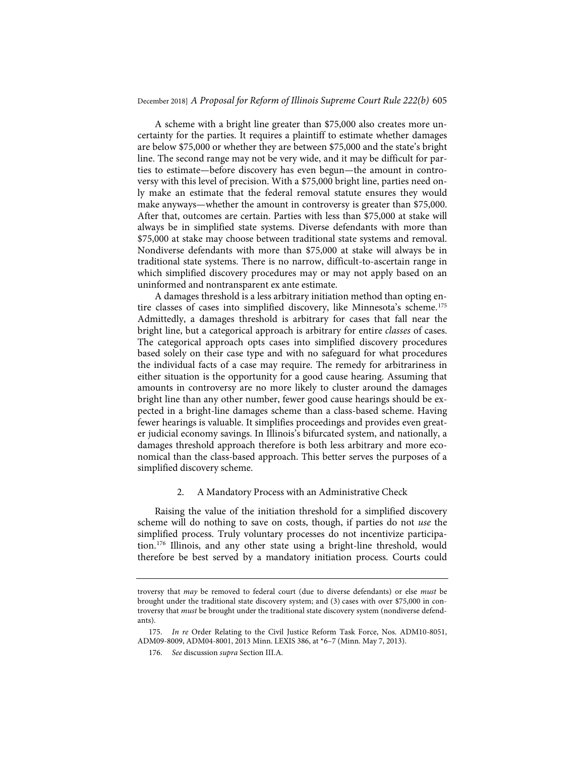A scheme with a bright line greater than $75,000 also creates more uncertainty for the parties. It requires a plaintiff to estimate whether damages are below $75,000 or whether they are between $75,000 and the state's bright line. The second range may not be very wide, and it may be difficult for parties to estimate—before discovery has even begun—the amount in controversy with this level of precision. With a $75,000 bright line, parties need only make an estimate that the federal removal statute ensures they would make anyways—whether the amount in controversy is greater than $75,000. After that, outcomes are certain. Parties with less than $75,000 at stake will always be in simplified state systems. Diverse defendants with more than $75,000 at stake may choose between traditional state systems and removal. Nondiverse defendants with more than $75,000 at stake will always be in traditional state systems. There is no narrow, difficult-to-ascertain range in which simplified discovery procedures may or may not apply based on an uninformed and nontransparent ex ante estimate.

A damages threshold is a less arbitrary initiation method than opting entire classes of cases into simplified discovery, like Minnesota's scheme.[175] Admittedly, a damages threshold is arbitrary for cases that fall near the bright line, but a categorical approach is arbitrary for entire *classes* of cases. The categorical approach opts cases into simplified discovery procedures based solely on their case type and with no safeguard for what procedures the individual facts of a case may require. The remedy for arbitrariness in either situation is the opportunity for a good cause hearing. Assuming that amounts in controversy are no more likely to cluster around the damages bright line than any other number, fewer good cause hearings should be expected in a bright-line damages scheme than a class-based scheme. Having fewer hearings is valuable. It simplifies proceedings and provides even greater judicial economy savings. In Illinois's bifurcated system, and nationally, a damages threshold approach therefore is both less arbitrary and more economical than the class-based approach. This better serves the purposes of a simplified discovery scheme.

### 2. A Mandatory Process with an Administrative Check

Raising the value of the initiation threshold for a simplified discovery scheme will do nothing to save on costs, though, if parties do not *use* the simplified process. Truly voluntary processes do not incentivize participation.[176] Illinois, and any other state using a bright-line threshold, would therefore be best served by a mandatory initiation process. Courts could

---

troversy that *may* be removed to federal court (due to diverse defendants) or else *must* be brought under the traditional state discovery system; and (3) cases with over $75,000 in controversy that *must* be brought under the traditional state discovery system (nondiverse defendants).

175. *In re* Order Relating to the Civil Justice Reform Task Force, Nos. ADM10-8051, ADM09-8009, ADM04-8001, 2013 Minn. LEXIS 386, at *6–7 (Minn. May 7, 2013).

176. *See* discussion *supra* Section III.A.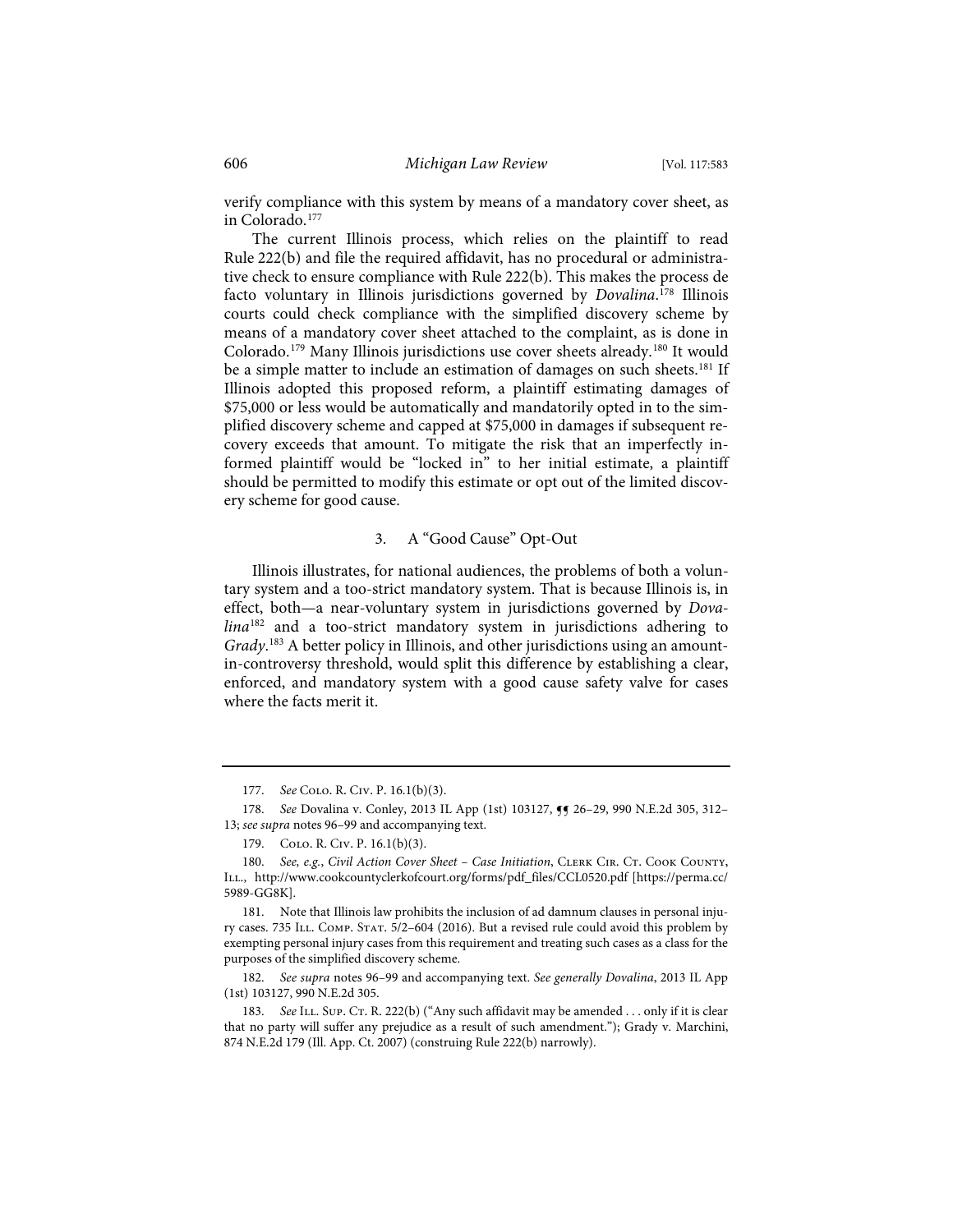verify compliance with this system by means of a mandatory cover sheet, as in Colorado.[177]

The current Illinois process, which relies on the plaintiff to read Rule 222(b) and file the required affidavit, has no procedural or administrative check to ensure compliance with Rule 222(b). This makes the process de facto voluntary in Illinois jurisdictions governed by *Dovalina*.[178] Illinois courts could check compliance with the simplified discovery scheme by means of a mandatory cover sheet attached to the complaint, as is done in Colorado.[179] Many Illinois jurisdictions use cover sheets already.[180] It would be a simple matter to include an estimation of damages on such sheets.[181] If Illinois adopted this proposed reform, a plaintiff estimating damages of $75,000 or less would be automatically and mandatorily opted in to the simplified discovery scheme and capped at $75,000 in damages if subsequent recovery exceeds that amount. To mitigate the risk that an imperfectly informed plaintiff would be "locked in" to her initial estimate, a plaintiff should be permitted to modify this estimate or opt out of the limited discovery scheme for good cause.

### 3. A "Good Cause" Opt-Out

Illinois illustrates, for national audiences, the problems of both a voluntary system and a too-strict mandatory system. That is because Illinois is, in effect, both—a near-voluntary system in jurisdictions governed by *Dovalina*[182] and a too-strict mandatory system in jurisdictions adhering to *Grady*.[183] A better policy in Illinois, and other jurisdictions using an amount-in-controversy threshold, would split this difference by establishing a clear, enforced, and mandatory system with a good cause safety valve for cases where the facts merit it.

---

177. *See* Colo. R. Civ. P. 16.1(b)(3).

178. *See* Dovalina v. Conley, 2013 IL App (1st) 103127, ¶¶ 26–29, 990 N.E.2d 305, 312–13; *see supra* notes 96–99 and accompanying text.

179. Colo. R. Civ. P. 16.1(b)(3).

180. *See, e.g.*, *Civil Action Cover Sheet – Case Initiation*, Clerk Cir. Ct. Cook County, Ill., http://www.cookcountyclerkofcourt.org/forms/pdf_files/CCL0520.pdf [https://perma.cc/5989-GG8K].

181. Note that Illinois law prohibits the inclusion of ad damnum clauses in personal injury cases. 735 Ill. Comp. Stat. 5/2–604 (2016). But a revised rule could avoid this problem by exempting personal injury cases from this requirement and treating such cases as a class for the purposes of the simplified discovery scheme.

182. *See supra* notes 96–99 and accompanying text. *See generally Dovalina*, 2013 IL App (1st) 103127, 990 N.E.2d 305.

183. *See* Ill. Sup. Ct. R. 222(b) ("Any such affidavit may be amended . . . only if it is clear that no party will suffer any prejudice as a result of such amendment."); Grady v. Marchini, 874 N.E.2d 179 (Ill. App. Ct. 2007) (construing Rule 222(b) narrowly).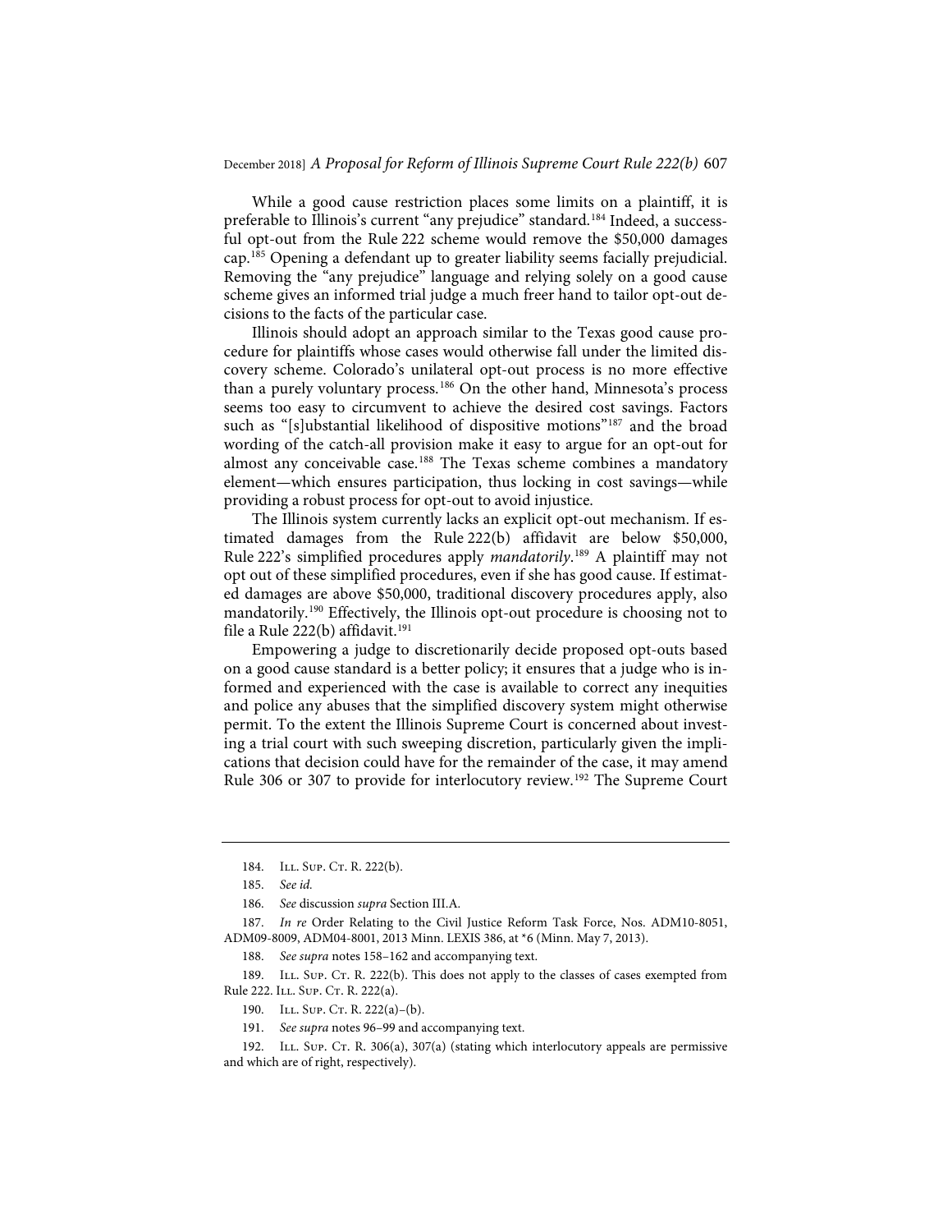While a good cause restriction places some limits on a plaintiff, it is preferable to Illinois's current "any prejudice" standard.[184] Indeed, a successful opt-out from the Rule 222 scheme would remove the $50,000 damages cap.[185] Opening a defendant up to greater liability seems facially prejudicial. Removing the "any prejudice" language and relying solely on a good cause scheme gives an informed trial judge a much freer hand to tailor opt-out decisions to the facts of the particular case.

Illinois should adopt an approach similar to the Texas good cause procedure for plaintiffs whose cases would otherwise fall under the limited discovery scheme. Colorado's unilateral opt-out process is no more effective than a purely voluntary process.[186] On the other hand, Minnesota's process seems too easy to circumvent to achieve the desired cost savings. Factors such as "[s]ubstantial likelihood of dispositive motions"[187] and the broad wording of the catch-all provision make it easy to argue for an opt-out for almost any conceivable case.[188] The Texas scheme combines a mandatory element—which ensures participation, thus locking in cost savings—while providing a robust process for opt-out to avoid injustice.

The Illinois system currently lacks an explicit opt-out mechanism. If estimated damages from the Rule 222(b) affidavit are below $50,000, Rule 222's simplified procedures apply *mandatorily*.[189] A plaintiff may not opt out of these simplified procedures, even if she has good cause. If estimated damages are above $50,000, traditional discovery procedures apply, also mandatorily.[190] Effectively, the Illinois opt-out procedure is choosing not to file a Rule 222(b) affidavit.[191]

Empowering a judge to discretionarily decide proposed opt-outs based on a good cause standard is a better policy; it ensures that a judge who is informed and experienced with the case is available to correct any inequities and police any abuses that the simplified discovery system might otherwise permit. To the extent the Illinois Supreme Court is concerned about investing a trial court with such sweeping discretion, particularly given the implications that decision could have for the remainder of the case, it may amend Rule 306 or 307 to provide for interlocutory review.[192] The Supreme Court

---

184. Ill. Sup. Ct. R. 222(b).

185. *See id.*

186. *See* discussion *supra* Section III.A.

187. *In re* Order Relating to the Civil Justice Reform Task Force, Nos. ADM10-8051, ADM09-8009, ADM04-8001, 2013 Minn. LEXIS 386, at *6 (Minn. May 7, 2013).

188. *See supra* notes 158–162 and accompanying text.

189. Ill. Sup. Ct. R. 222(b). This does not apply to the classes of cases exempted from Rule 222. Ill. Sup. Ct. R. 222(a).

190. Ill. Sup. Ct. R. 222(a)–(b).

191. *See supra* notes 96–99 and accompanying text.

192. Ill. Sup. Ct. R. 306(a), 307(a) (stating which interlocutory appeals are permissive and which are of right, respectively).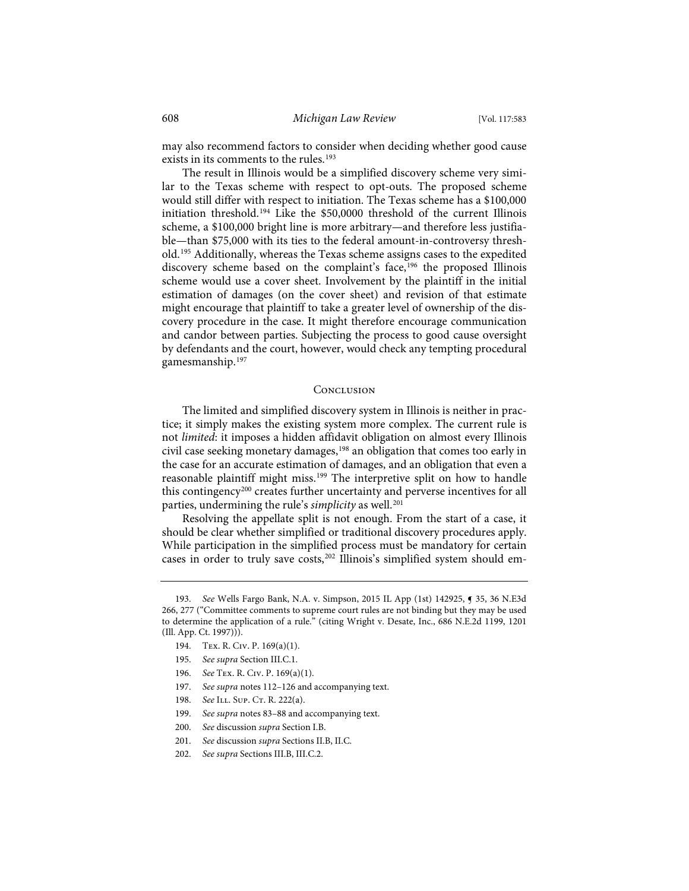may also recommend factors to consider when deciding whether good cause exists in its comments to the rules.[193]

The result in Illinois would be a simplified discovery scheme very similar to the Texas scheme with respect to opt-outs. The proposed scheme would still differ with respect to initiation. The Texas scheme has a $100,000 initiation threshold.[194] Like the $50,0000 threshold of the current Illinois scheme, a $100,000 bright line is more arbitrary—and therefore less justifiable—than $75,000 with its ties to the federal amount-in-controversy threshold.[195] Additionally, whereas the Texas scheme assigns cases to the expedited discovery scheme based on the complaint's face,[196] the proposed Illinois scheme would use a cover sheet. Involvement by the plaintiff in the initial estimation of damages (on the cover sheet) and revision of that estimate might encourage that plaintiff to take a greater level of ownership of the discovery procedure in the case. It might therefore encourage communication and candor between parties. Subjecting the process to good cause oversight by defendants and the court, however, would check any tempting procedural gamesmanship.[197]

## Conclusion

The limited and simplified discovery system in Illinois is neither in practice; it simply makes the existing system more complex. The current rule is not *limited*: it imposes a hidden affidavit obligation on almost every Illinois civil case seeking monetary damages,[198] an obligation that comes too early in the case for an accurate estimation of damages, and an obligation that even a reasonable plaintiff might miss.[199] The interpretive split on how to handle this contingency[200] creates further uncertainty and perverse incentives for all parties, undermining the rule's *simplicity* as well.[201]

Resolving the appellate split is not enough. From the start of a case, it should be clear whether simplified or traditional discovery procedures apply. While participation in the simplified process must be mandatory for certain cases in order to truly save costs,[202] Illinois's simplified system should em-

---

193. *See* Wells Fargo Bank, N.A. v. Simpson, 2015 IL App (1st) 142925, ¶ 35, 36 N.E3d 266, 277 ("Committee comments to supreme court rules are not binding but they may be used to determine the application of a rule." (citing Wright v. Desate, Inc., 686 N.E.2d 1199, 1201 (Ill. App. Ct. 1997))).

194. Tex. R. Civ. P. 169(a)(1).

195. *See supra* Section III.C.1.

196. *See* Tex. R. Civ. P. 169(a)(1).

197. *See supra* notes 112–126 and accompanying text.

198. *See* Ill. Sup. Ct. R. 222(a).

199. *See supra* notes 83–88 and accompanying text.

200. *See* discussion *supra* Section I.B.

201. *See* discussion *supra* Sections II.B, II.C.

202. *See supra* Sections III.B, III.C.2.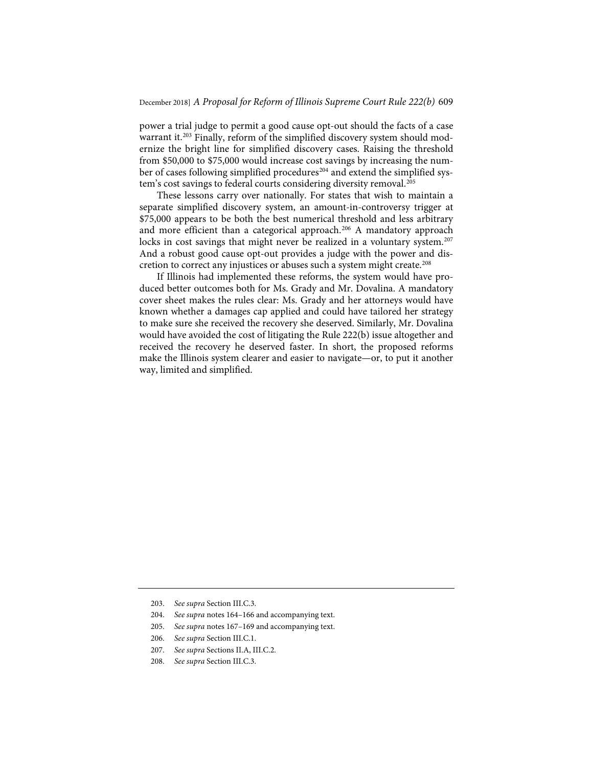power a trial judge to permit a good cause opt-out should the facts of a case warrant it.[203] Finally, reform of the simplified discovery system should modernize the bright line for simplified discovery cases. Raising the threshold from $50,000 to $75,000 would increase cost savings by increasing the number of cases following simplified procedures[204] and extend the simplified system's cost savings to federal courts considering diversity removal.[205]

These lessons carry over nationally. For states that wish to maintain a separate simplified discovery system, an amount-in-controversy trigger at $75,000 appears to be both the best numerical threshold and less arbitrary and more efficient than a categorical approach.[206] A mandatory approach locks in cost savings that might never be realized in a voluntary system.[207] And a robust good cause opt-out provides a judge with the power and discretion to correct any injustices or abuses such a system might create.[208]

If Illinois had implemented these reforms, the system would have produced better outcomes both for Ms. Grady and Mr. Dovalina. A mandatory cover sheet makes the rules clear: Ms. Grady and her attorneys would have known whether a damages cap applied and could have tailored her strategy to make sure she received the recovery she deserved. Similarly, Mr. Dovalina would have avoided the cost of litigating the Rule 222(b) issue altogether and received the recovery he deserved faster. In short, the proposed reforms make the Illinois system clearer and easier to navigate—or, to put it another way, limited and simplified.

---

203. *See supra* Section III.C.3.

204. *See supra* notes 164–166 and accompanying text.

205. *See supra* notes 167–169 and accompanying text.

206. *See supra* Section III.C.1.

207. *See supra* Sections II.A, III.C.2.

208. *See supra* Section III.C.3.